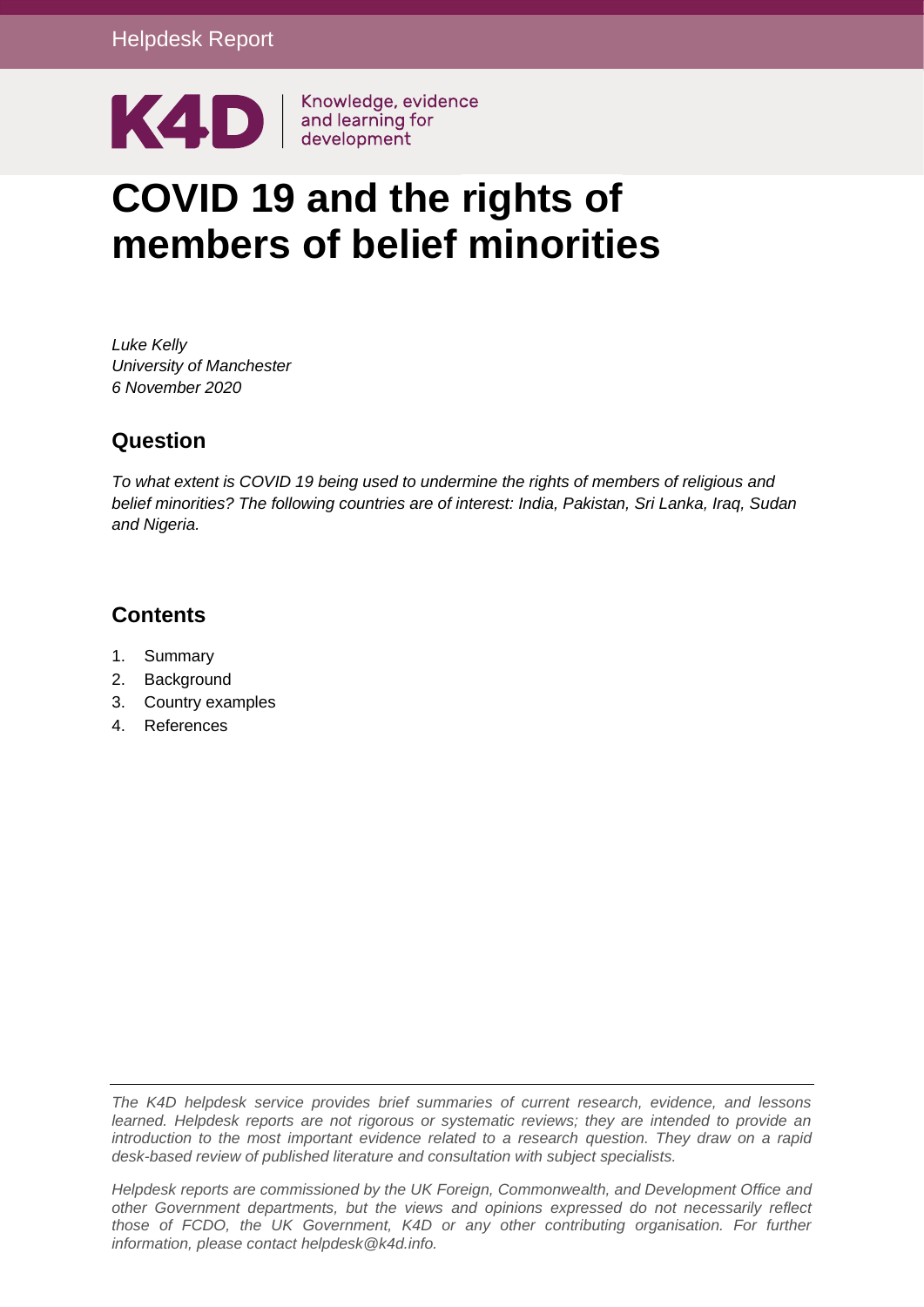Helpdesk Report

K4D | Knowledge, evidence and learning for development

# COVID 19 and the rights of members of belief minorities

*Luke Kelly*
*University of Manchester*
*6 November 2020*

## Question

*To what extent is COVID 19 being used to undermine the rights of members of religious and belief minorities? The following countries are of interest: India, Pakistan, Sri Lanka, Iraq, Sudan and Nigeria.*

## Contents

1. Summary
2. Background
3. Country examples
4. References

*The K4D helpdesk service provides brief summaries of current research, evidence, and lessons learned. Helpdesk reports are not rigorous or systematic reviews; they are intended to provide an introduction to the most important evidence related to a research question. They draw on a rapid desk-based review of published literature and consultation with subject specialists.*

*Helpdesk reports are commissioned by the UK Foreign, Commonwealth, and Development Office and other Government departments, but the views and opinions expressed do not necessarily reflect those of FCDO, the UK Government, K4D or any other contributing organisation. For further information, please contact helpdesk@k4d.info.*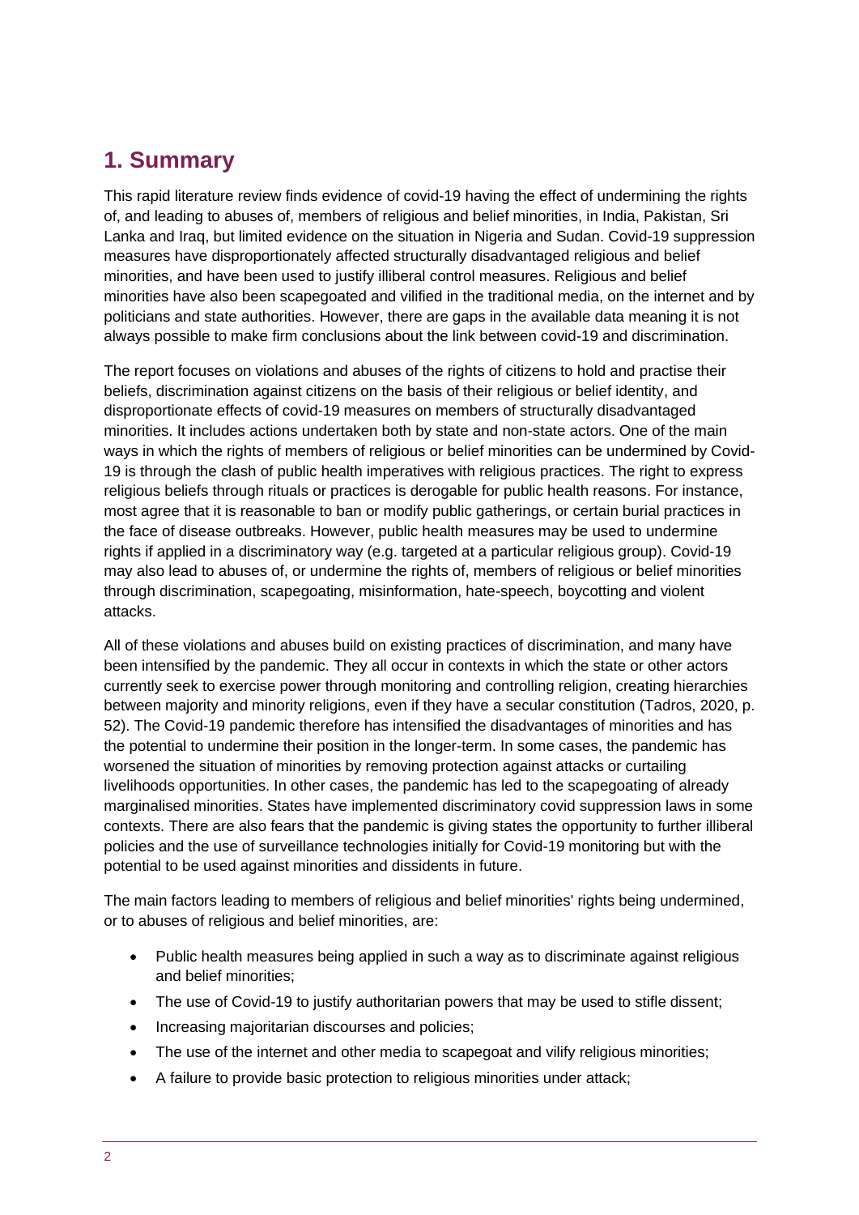## 1. Summary

This rapid literature review finds evidence of covid-19 having the effect of undermining the rights of, and leading to abuses of, members of religious and belief minorities, in India, Pakistan, Sri Lanka and Iraq, but limited evidence on the situation in Nigeria and Sudan. Covid-19 suppression measures have disproportionately affected structurally disadvantaged religious and belief minorities, and have been used to justify illiberal control measures. Religious and belief minorities have also been scapegoated and vilified in the traditional media, on the internet and by politicians and state authorities. However, there are gaps in the available data meaning it is not always possible to make firm conclusions about the link between covid-19 and discrimination.

The report focuses on violations and abuses of the rights of citizens to hold and practise their beliefs, discrimination against citizens on the basis of their religious or belief identity, and disproportionate effects of covid-19 measures on members of structurally disadvantaged minorities. It includes actions undertaken both by state and non-state actors. One of the main ways in which the rights of members of religious or belief minorities can be undermined by Covid-19 is through the clash of public health imperatives with religious practices. The right to express religious beliefs through rituals or practices is derogable for public health reasons. For instance, most agree that it is reasonable to ban or modify public gatherings, or certain burial practices in the face of disease outbreaks. However, public health measures may be used to undermine rights if applied in a discriminatory way (e.g. targeted at a particular religious group). Covid-19 may also lead to abuses of, or undermine the rights of, members of religious or belief minorities through discrimination, scapegoating, misinformation, hate-speech, boycotting and violent attacks.

All of these violations and abuses build on existing practices of discrimination, and many have been intensified by the pandemic. They all occur in contexts in which the state or other actors currently seek to exercise power through monitoring and controlling religion, creating hierarchies between majority and minority religions, even if they have a secular constitution (Tadros, 2020, p. 52). The Covid-19 pandemic therefore has intensified the disadvantages of minorities and has the potential to undermine their position in the longer-term. In some cases, the pandemic has worsened the situation of minorities by removing protection against attacks or curtailing livelihoods opportunities. In other cases, the pandemic has led to the scapegoating of already marginalised minorities. States have implemented discriminatory covid suppression laws in some contexts. There are also fears that the pandemic is giving states the opportunity to further illiberal policies and the use of surveillance technologies initially for Covid-19 monitoring but with the potential to be used against minorities and dissidents in future.

The main factors leading to members of religious and belief minorities' rights being undermined, or to abuses of religious and belief minorities, are:

- Public health measures being applied in such a way as to discriminate against religious and belief minorities;
- The use of Covid-19 to justify authoritarian powers that may be used to stifle dissent;
- Increasing majoritarian discourses and policies;
- The use of the internet and other media to scapegoat and vilify religious minorities;
- A failure to provide basic protection to religious minorities under attack;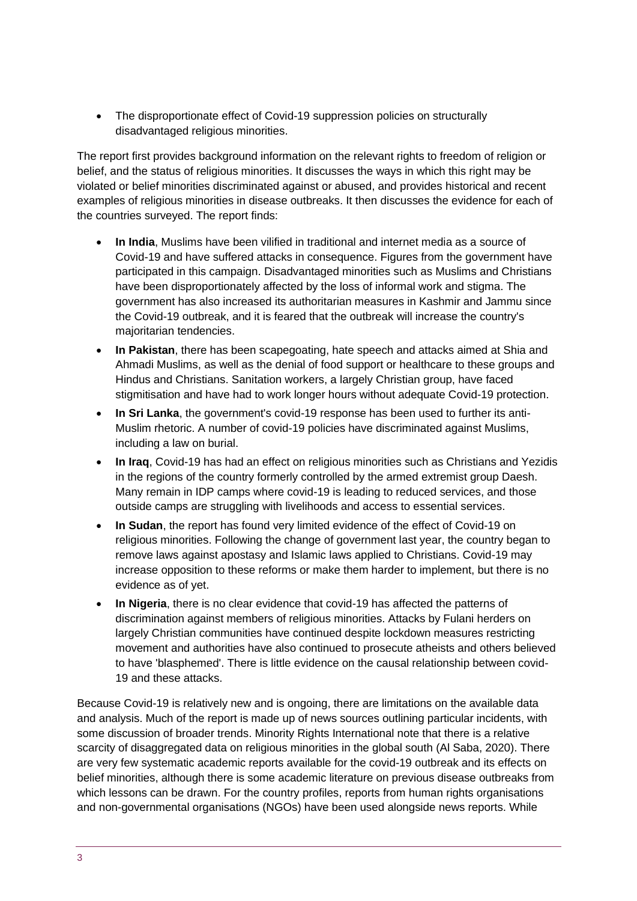- The disproportionate effect of Covid-19 suppression policies on structurally disadvantaged religious minorities.

The report first provides background information on the relevant rights to freedom of religion or belief, and the status of religious minorities. It discusses the ways in which this right may be violated or belief minorities discriminated against or abused, and provides historical and recent examples of religious minorities in disease outbreaks. It then discusses the evidence for each of the countries surveyed. The report finds:

- **In India**, Muslims have been vilified in traditional and internet media as a source of Covid-19 and have suffered attacks in consequence. Figures from the government have participated in this campaign. Disadvantaged minorities such as Muslims and Christians have been disproportionately affected by the loss of informal work and stigma. The government has also increased its authoritarian measures in Kashmir and Jammu since the Covid-19 outbreak, and it is feared that the outbreak will increase the country's majoritarian tendencies.
- **In Pakistan**, there has been scapegoating, hate speech and attacks aimed at Shia and Ahmadi Muslims, as well as the denial of food support or healthcare to these groups and Hindus and Christians. Sanitation workers, a largely Christian group, have faced stigmitisation and have had to work longer hours without adequate Covid-19 protection.
- **In Sri Lanka**, the government's covid-19 response has been used to further its anti-Muslim rhetoric. A number of covid-19 policies have discriminated against Muslims, including a law on burial.
- **In Iraq**, Covid-19 has had an effect on religious minorities such as Christians and Yezidis in the regions of the country formerly controlled by the armed extremist group Daesh. Many remain in IDP camps where covid-19 is leading to reduced services, and those outside camps are struggling with livelihoods and access to essential services.
- **In Sudan**, the report has found very limited evidence of the effect of Covid-19 on religious minorities. Following the change of government last year, the country began to remove laws against apostasy and Islamic laws applied to Christians. Covid-19 may increase opposition to these reforms or make them harder to implement, but there is no evidence as of yet.
- **In Nigeria**, there is no clear evidence that covid-19 has affected the patterns of discrimination against members of religious minorities. Attacks by Fulani herders on largely Christian communities have continued despite lockdown measures restricting movement and authorities have also continued to prosecute atheists and others believed to have 'blasphemed'. There is little evidence on the causal relationship between covid-19 and these attacks.

Because Covid-19 is relatively new and is ongoing, there are limitations on the available data and analysis. Much of the report is made up of news sources outlining particular incidents, with some discussion of broader trends. Minority Rights International note that there is a relative scarcity of disaggregated data on religious minorities in the global south (Al Saba, 2020). There are very few systematic academic reports available for the covid-19 outbreak and its effects on belief minorities, although there is some academic literature on previous disease outbreaks from which lessons can be drawn. For the country profiles, reports from human rights organisations and non-governmental organisations (NGOs) have been used alongside news reports. While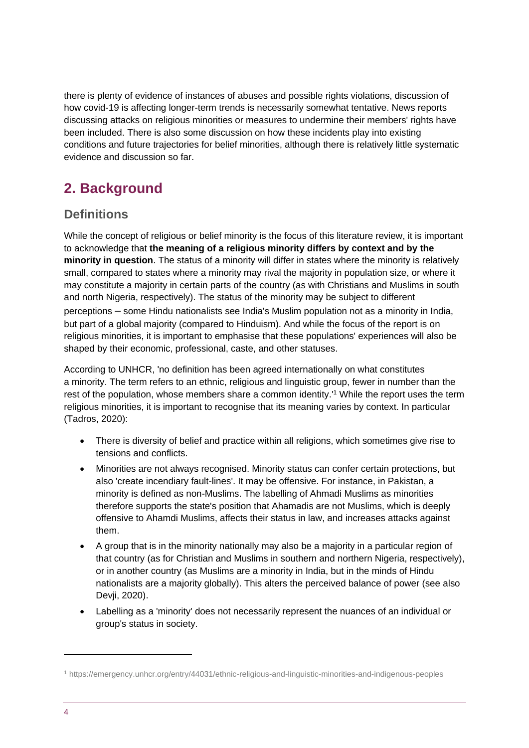there is plenty of evidence of instances of abuses and possible rights violations, discussion of how covid-19 is affecting longer-term trends is necessarily somewhat tentative. News reports discussing attacks on religious minorities or measures to undermine their members' rights have been included. There is also some discussion on how these incidents play into existing conditions and future trajectories for belief minorities, although there is relatively little systematic evidence and discussion so far.

## 2. Background

### Definitions

While the concept of religious or belief minority is the focus of this literature review, it is important to acknowledge that **the meaning of a religious minority differs by context and by the minority in question**. The status of a minority will differ in states where the minority is relatively small, compared to states where a minority may rival the majority in population size, or where it may constitute a majority in certain parts of the country (as with Christians and Muslims in south and north Nigeria, respectively). The status of the minority may be subject to different perceptions – some Hindu nationalists see India's Muslim population not as a minority in India, but part of a global majority (compared to Hinduism). And while the focus of the report is on religious minorities, it is important to emphasise that these populations' experiences will also be shaped by their economic, professional, caste, and other statuses.

According to UNHCR, 'no definition has been agreed internationally on what constitutes a minority. The term refers to an ethnic, religious and linguistic group, fewer in number than the rest of the population, whose members share a common identity.'[1] While the report uses the term religious minorities, it is important to recognise that its meaning varies by context. In particular (Tadros, 2020):

- There is diversity of belief and practice within all religions, which sometimes give rise to tensions and conflicts.
- Minorities are not always recognised. Minority status can confer certain protections, but also 'create incendiary fault-lines'. It may be offensive. For instance, in Pakistan, a minority is defined as non-Muslims. The labelling of Ahmadi Muslims as minorities therefore supports the state's position that Ahamadis are not Muslims, which is deeply offensive to Ahamdi Muslims, affects their status in law, and increases attacks against them.
- A group that is in the minority nationally may also be a majority in a particular region of that country (as for Christian and Muslims in southern and northern Nigeria, respectively), or in another country (as Muslims are a minority in India, but in the minds of Hindu nationalists are a majority globally). This alters the perceived balance of power (see also Devji, 2020).
- Labelling as a 'minority' does not necessarily represent the nuances of an individual or group's status in society.

[1] https://emergency.unhcr.org/entry/44031/ethnic-religious-and-linguistic-minorities-and-indigenous-peoples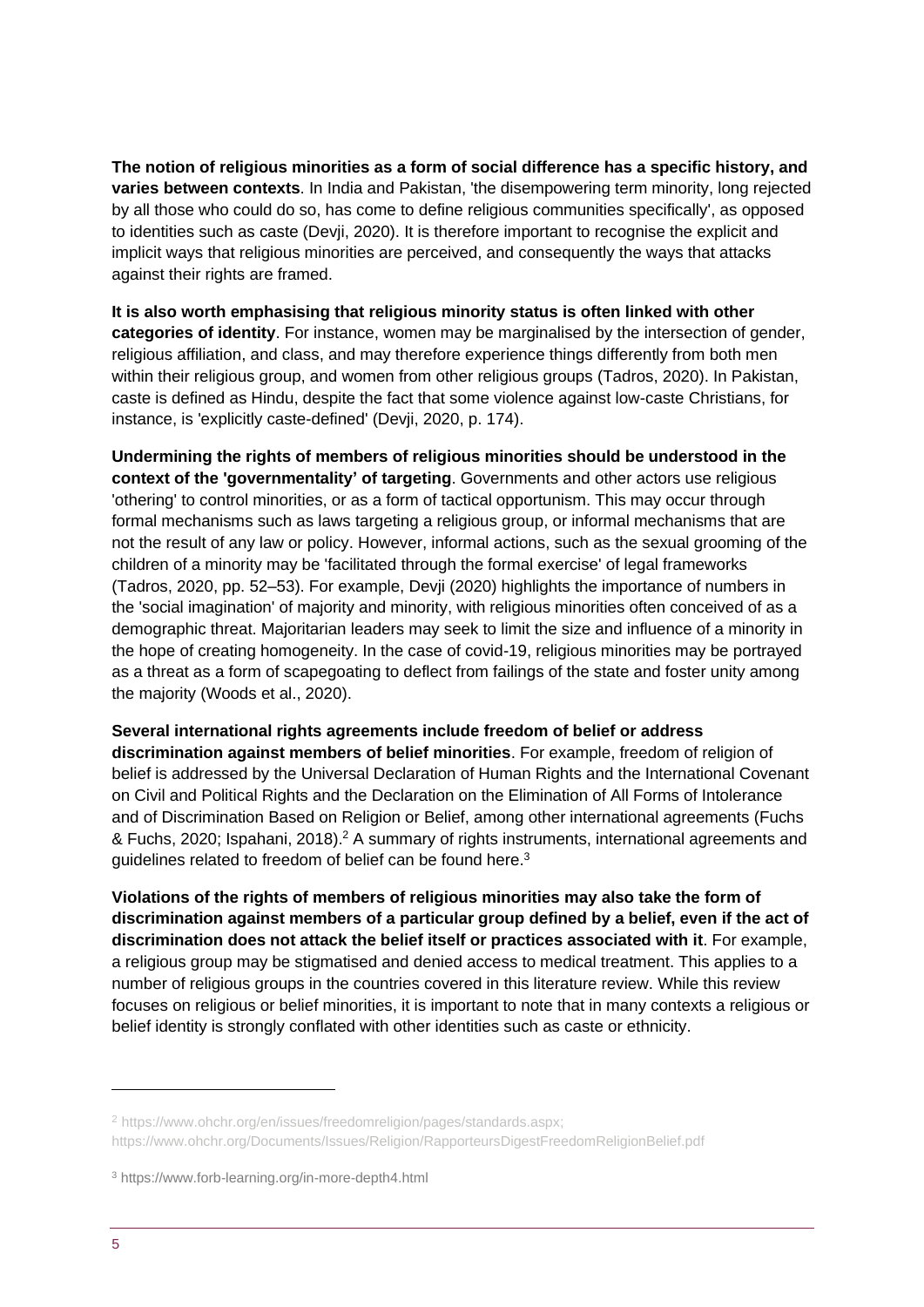**The notion of religious minorities as a form of social difference has a specific history, and varies between contexts**. In India and Pakistan, 'the disempowering term minority, long rejected by all those who could do so, has come to define religious communities specifically', as opposed to identities such as caste (Devji, 2020). It is therefore important to recognise the explicit and implicit ways that religious minorities are perceived, and consequently the ways that attacks against their rights are framed.

**It is also worth emphasising that religious minority status is often linked with other categories of identity**. For instance, women may be marginalised by the intersection of gender, religious affiliation, and class, and may therefore experience things differently from both men within their religious group, and women from other religious groups (Tadros, 2020). In Pakistan, caste is defined as Hindu, despite the fact that some violence against low-caste Christians, for instance, is 'explicitly caste-defined' (Devji, 2020, p. 174).

**Undermining the rights of members of religious minorities should be understood in the context of the 'governmentality' of targeting**. Governments and other actors use religious 'othering' to control minorities, or as a form of tactical opportunism. This may occur through formal mechanisms such as laws targeting a religious group, or informal mechanisms that are not the result of any law or policy. However, informal actions, such as the sexual grooming of the children of a minority may be 'facilitated through the formal exercise' of legal frameworks (Tadros, 2020, pp. 52–53). For example, Devji (2020) highlights the importance of numbers in the 'social imagination' of majority and minority, with religious minorities often conceived of as a demographic threat. Majoritarian leaders may seek to limit the size and influence of a minority in the hope of creating homogeneity. In the case of covid-19, religious minorities may be portrayed as a threat as a form of scapegoating to deflect from failings of the state and foster unity among the majority (Woods et al., 2020).

**Several international rights agreements include freedom of belief or address discrimination against members of belief minorities**. For example, freedom of religion of belief is addressed by the Universal Declaration of Human Rights and the International Covenant on Civil and Political Rights and the Declaration on the Elimination of All Forms of Intolerance and of Discrimination Based on Religion or Belief, among other international agreements (Fuchs & Fuchs, 2020; Ispahani, 2018).[2] A summary of rights instruments, international agreements and guidelines related to freedom of belief can be found here.[3]

**Violations of the rights of members of religious minorities may also take the form of discrimination against members of a particular group defined by a belief, even if the act of discrimination does not attack the belief itself or practices associated with it**. For example, a religious group may be stigmatised and denied access to medical treatment. This applies to a number of religious groups in the countries covered in this literature review. While this review focuses on religious or belief minorities, it is important to note that in many contexts a religious or belief identity is strongly conflated with other identities such as caste or ethnicity.

---

[2] https://www.ohchr.org/en/issues/freedomreligion/pages/standards.aspx; https://www.ohchr.org/Documents/Issues/Religion/RapporteursDigestFreedomReligionBelief.pdf

[3] https://www.forb-learning.org/in-more-depth4.html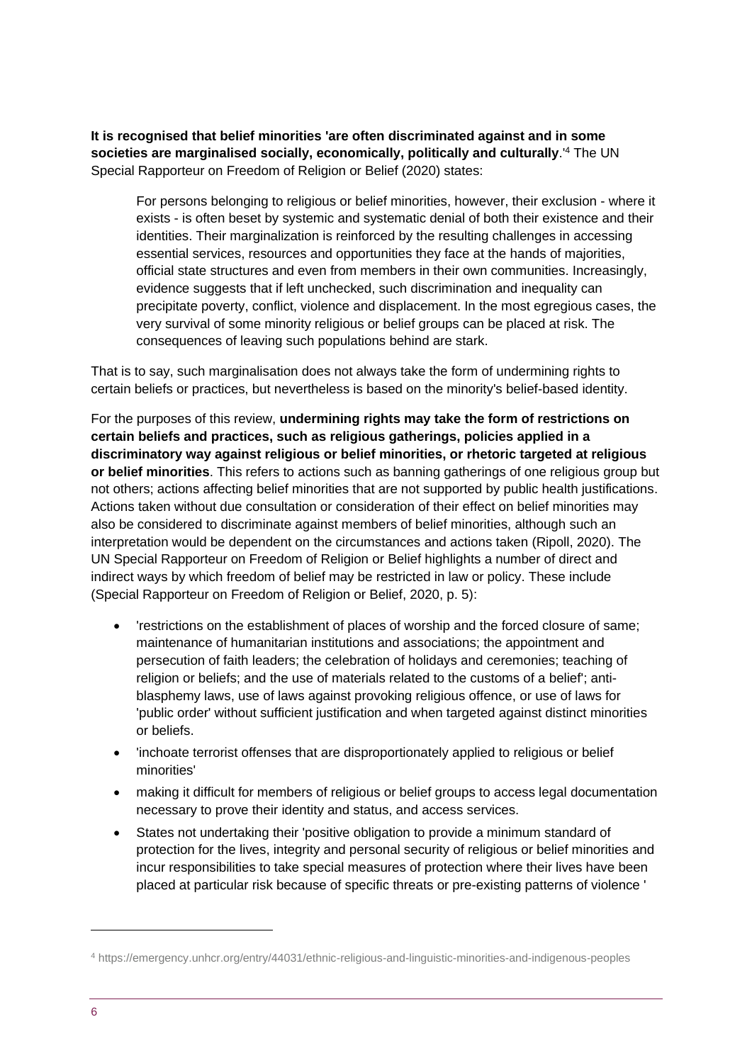**It is recognised that belief minorities 'are often discriminated against and in some societies are marginalised socially, economically, politically and culturally**.'[4] The UN Special Rapporteur on Freedom of Religion or Belief (2020) states:

> For persons belonging to religious or belief minorities, however, their exclusion - where it exists - is often beset by systemic and systematic denial of both their existence and their identities. Their marginalization is reinforced by the resulting challenges in accessing essential services, resources and opportunities they face at the hands of majorities, official state structures and even from members in their own communities. Increasingly, evidence suggests that if left unchecked, such discrimination and inequality can precipitate poverty, conflict, violence and displacement. In the most egregious cases, the very survival of some minority religious or belief groups can be placed at risk. The consequences of leaving such populations behind are stark.

That is to say, such marginalisation does not always take the form of undermining rights to certain beliefs or practices, but nevertheless is based on the minority's belief-based identity.

For the purposes of this review, **undermining rights may take the form of restrictions on certain beliefs and practices, such as religious gatherings, policies applied in a discriminatory way against religious or belief minorities, or rhetoric targeted at religious or belief minorities**. This refers to actions such as banning gatherings of one religious group but not others; actions affecting belief minorities that are not supported by public health justifications. Actions taken without due consultation or consideration of their effect on belief minorities may also be considered to discriminate against members of belief minorities, although such an interpretation would be dependent on the circumstances and actions taken (Ripoll, 2020). The UN Special Rapporteur on Freedom of Religion or Belief highlights a number of direct and indirect ways by which freedom of belief may be restricted in law or policy. These include (Special Rapporteur on Freedom of Religion or Belief, 2020, p. 5):

- 'restrictions on the establishment of places of worship and the forced closure of same; maintenance of humanitarian institutions and associations; the appointment and persecution of faith leaders; the celebration of holidays and ceremonies; teaching of religion or beliefs; and the use of materials related to the customs of a belief'; anti-blasphemy laws, use of laws against provoking religious offence, or use of laws for 'public order' without sufficient justification and when targeted against distinct minorities or beliefs.
- 'inchoate terrorist offenses that are disproportionately applied to religious or belief minorities'
- making it difficult for members of religious or belief groups to access legal documentation necessary to prove their identity and status, and access services.
- States not undertaking their 'positive obligation to provide a minimum standard of protection for the lives, integrity and personal security of religious or belief minorities and incur responsibilities to take special measures of protection where their lives have been placed at particular risk because of specific threats or pre-existing patterns of violence '

[4] https://emergency.unhcr.org/entry/44031/ethnic-religious-and-linguistic-minorities-and-indigenous-peoples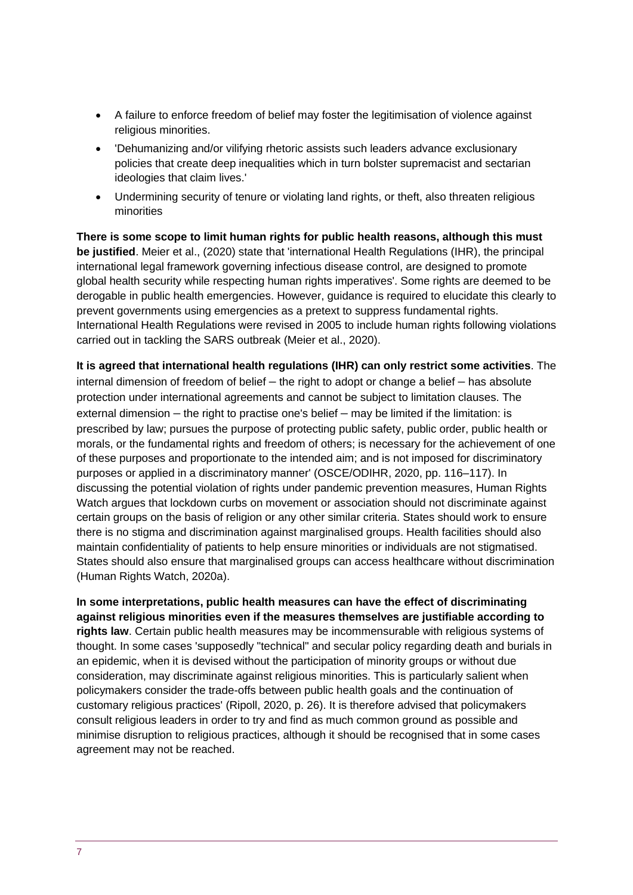- A failure to enforce freedom of belief may foster the legitimisation of violence against religious minorities.
- 'Dehumanizing and/or vilifying rhetoric assists such leaders advance exclusionary policies that create deep inequalities which in turn bolster supremacist and sectarian ideologies that claim lives.'
- Undermining security of tenure or violating land rights, or theft, also threaten religious minorities

**There is some scope to limit human rights for public health reasons, although this must be justified**. Meier et al., (2020) state that 'international Health Regulations (IHR), the principal international legal framework governing infectious disease control, are designed to promote global health security while respecting human rights imperatives'. Some rights are deemed to be derogable in public health emergencies. However, guidance is required to elucidate this clearly to prevent governments using emergencies as a pretext to suppress fundamental rights. International Health Regulations were revised in 2005 to include human rights following violations carried out in tackling the SARS outbreak (Meier et al., 2020).

**It is agreed that international health regulations (IHR) can only restrict some activities**. The internal dimension of freedom of belief – the right to adopt or change a belief – has absolute protection under international agreements and cannot be subject to limitation clauses. The external dimension – the right to practise one's belief – may be limited if the limitation: is prescribed by law; pursues the purpose of protecting public safety, public order, public health or morals, or the fundamental rights and freedom of others; is necessary for the achievement of one of these purposes and proportionate to the intended aim; and is not imposed for discriminatory purposes or applied in a discriminatory manner' (OSCE/ODIHR, 2020, pp. 116–117). In discussing the potential violation of rights under pandemic prevention measures, Human Rights Watch argues that lockdown curbs on movement or association should not discriminate against certain groups on the basis of religion or any other similar criteria. States should work to ensure there is no stigma and discrimination against marginalised groups. Health facilities should also maintain confidentiality of patients to help ensure minorities or individuals are not stigmatised. States should also ensure that marginalised groups can access healthcare without discrimination (Human Rights Watch, 2020a).

**In some interpretations, public health measures can have the effect of discriminating against religious minorities even if the measures themselves are justifiable according to rights law**. Certain public health measures may be incommensurable with religious systems of thought. In some cases 'supposedly "technical" and secular policy regarding death and burials in an epidemic, when it is devised without the participation of minority groups or without due consideration, may discriminate against religious minorities. This is particularly salient when policymakers consider the trade-offs between public health goals and the continuation of customary religious practices' (Ripoll, 2020, p. 26). It is therefore advised that policymakers consult religious leaders in order to try and find as much common ground as possible and minimise disruption to religious practices, although it should be recognised that in some cases agreement may not be reached.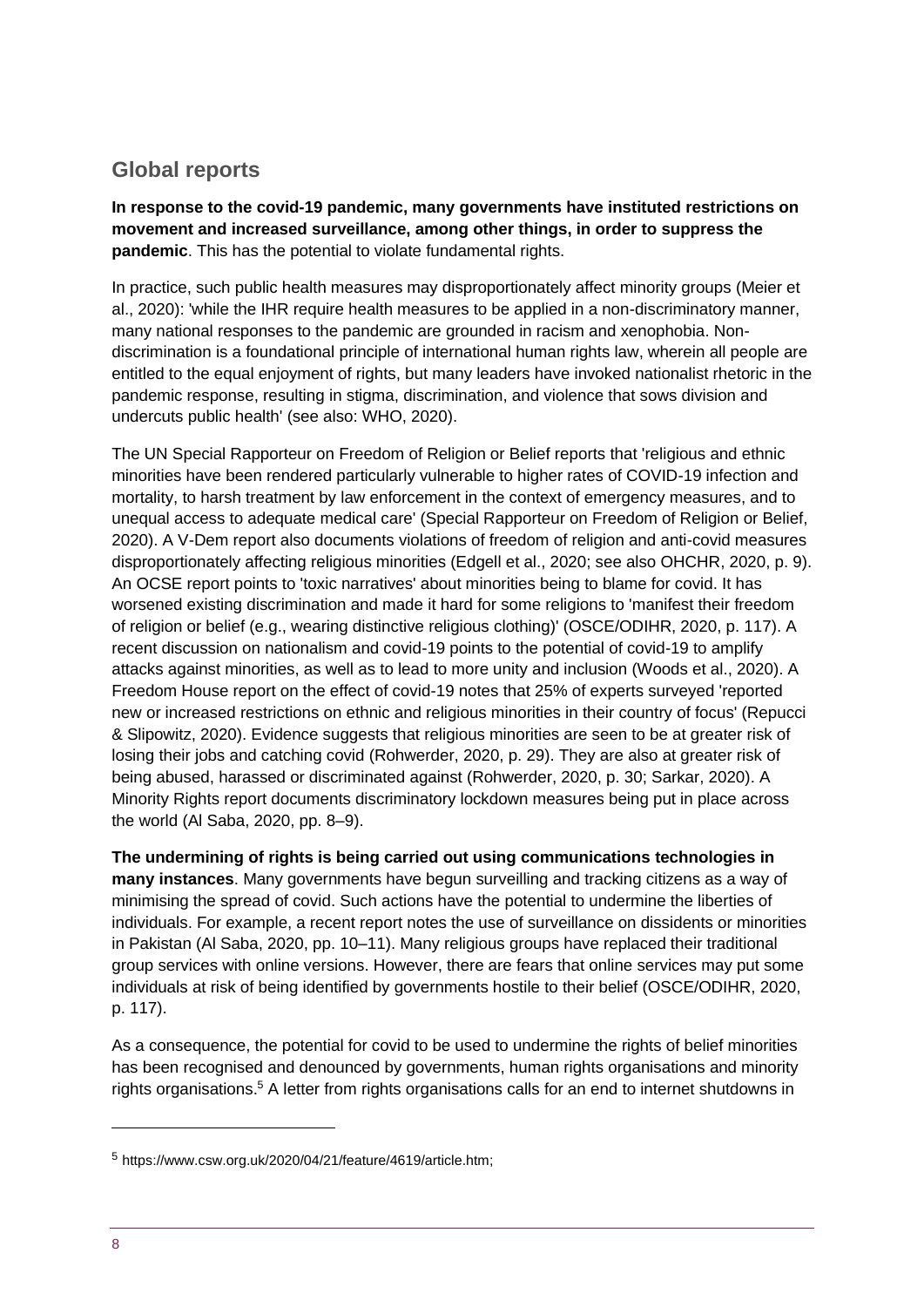## Global reports

**In response to the covid-19 pandemic, many governments have instituted restrictions on movement and increased surveillance, among other things, in order to suppress the pandemic**. This has the potential to violate fundamental rights.

In practice, such public health measures may disproportionately affect minority groups (Meier et al., 2020): 'while the IHR require health measures to be applied in a non-discriminatory manner, many national responses to the pandemic are grounded in racism and xenophobia. Non-discrimination is a foundational principle of international human rights law, wherein all people are entitled to the equal enjoyment of rights, but many leaders have invoked nationalist rhetoric in the pandemic response, resulting in stigma, discrimination, and violence that sows division and undercuts public health' (see also: WHO, 2020).

The UN Special Rapporteur on Freedom of Religion or Belief reports that 'religious and ethnic minorities have been rendered particularly vulnerable to higher rates of COVID-19 infection and mortality, to harsh treatment by law enforcement in the context of emergency measures, and to unequal access to adequate medical care' (Special Rapporteur on Freedom of Religion or Belief, 2020). A V-Dem report also documents violations of freedom of religion and anti-covid measures disproportionately affecting religious minorities (Edgell et al., 2020; see also OHCHR, 2020, p. 9). An OCSE report points to 'toxic narratives' about minorities being to blame for covid. It has worsened existing discrimination and made it hard for some religions to 'manifest their freedom of religion or belief (e.g., wearing distinctive religious clothing)' (OSCE/ODIHR, 2020, p. 117). A recent discussion on nationalism and covid-19 points to the potential of covid-19 to amplify attacks against minorities, as well as to lead to more unity and inclusion (Woods et al., 2020). A Freedom House report on the effect of covid-19 notes that 25% of experts surveyed 'reported new or increased restrictions on ethnic and religious minorities in their country of focus' (Repucci & Slipowitz, 2020). Evidence suggests that religious minorities are seen to be at greater risk of losing their jobs and catching covid (Rohwerder, 2020, p. 29). They are also at greater risk of being abused, harassed or discriminated against (Rohwerder, 2020, p. 30; Sarkar, 2020). A Minority Rights report documents discriminatory lockdown measures being put in place across the world (Al Saba, 2020, pp. 8–9).

**The undermining of rights is being carried out using communications technologies in many instances**. Many governments have begun surveilling and tracking citizens as a way of minimising the spread of covid. Such actions have the potential to undermine the liberties of individuals. For example, a recent report notes the use of surveillance on dissidents or minorities in Pakistan (Al Saba, 2020, pp. 10–11). Many religious groups have replaced their traditional group services with online versions. However, there are fears that online services may put some individuals at risk of being identified by governments hostile to their belief (OSCE/ODIHR, 2020, p. 117).

As a consequence, the potential for covid to be used to undermine the rights of belief minorities has been recognised and denounced by governments, human rights organisations and minority rights organisations.[5] A letter from rights organisations calls for an end to internet shutdowns in

[5] https://www.csw.org.uk/2020/04/21/feature/4619/article.htm;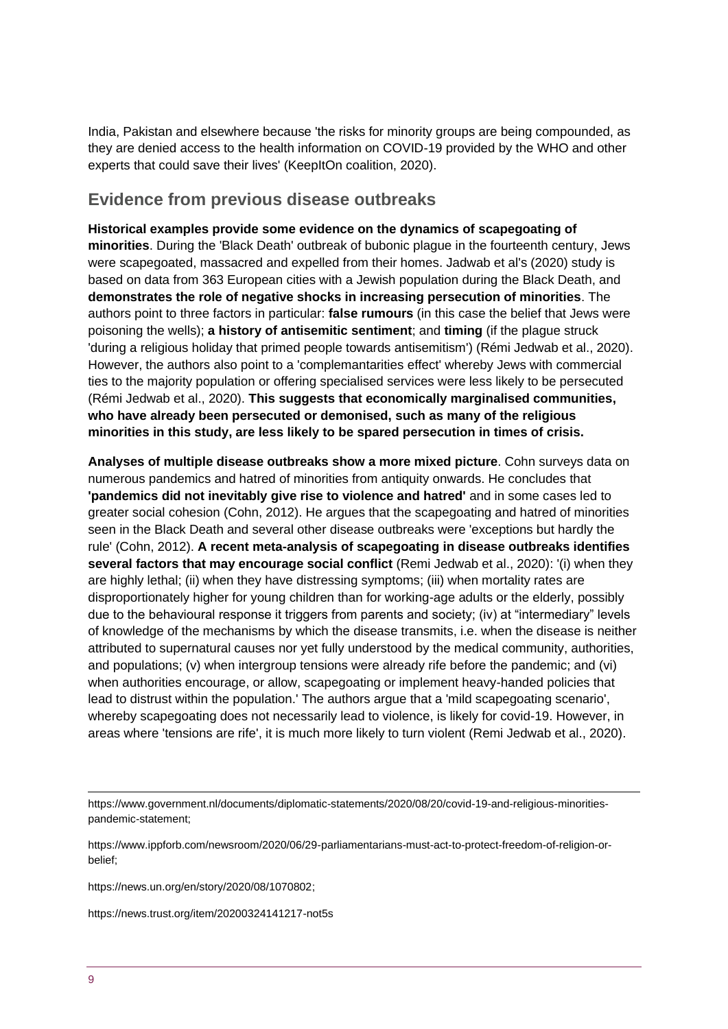India, Pakistan and elsewhere because 'the risks for minority groups are being compounded, as they are denied access to the health information on COVID-19 provided by the WHO and other experts that could save their lives' (KeepItOn coalition, 2020).

## Evidence from previous disease outbreaks

**Historical examples provide some evidence on the dynamics of scapegoating of minorities**. During the 'Black Death' outbreak of bubonic plague in the fourteenth century, Jews were scapegoated, massacred and expelled from their homes. Jadwab et al's (2020) study is based on data from 363 European cities with a Jewish population during the Black Death, and **demonstrates the role of negative shocks in increasing persecution of minorities**. The authors point to three factors in particular: **false rumours** (in this case the belief that Jews were poisoning the wells); **a history of antisemitic sentiment**; and **timing** (if the plague struck 'during a religious holiday that primed people towards antisemitism') (Rémi Jedwab et al., 2020). However, the authors also point to a 'complemantarities effect' whereby Jews with commercial ties to the majority population or offering specialised services were less likely to be persecuted (Rémi Jedwab et al., 2020). **This suggests that economically marginalised communities, who have already been persecuted or demonised, such as many of the religious minorities in this study, are less likely to be spared persecution in times of crisis.**

**Analyses of multiple disease outbreaks show a more mixed picture**. Cohn surveys data on numerous pandemics and hatred of minorities from antiquity onwards. He concludes that **'pandemics did not inevitably give rise to violence and hatred'** and in some cases led to greater social cohesion (Cohn, 2012). He argues that the scapegoating and hatred of minorities seen in the Black Death and several other disease outbreaks were 'exceptions but hardly the rule' (Cohn, 2012). **A recent meta-analysis of scapegoating in disease outbreaks identifies several factors that may encourage social conflict** (Remi Jedwab et al., 2020): '(i) when they are highly lethal; (ii) when they have distressing symptoms; (iii) when mortality rates are disproportionately higher for young children than for working-age adults or the elderly, possibly due to the behavioural response it triggers from parents and society; (iv) at "intermediary" levels of knowledge of the mechanisms by which the disease transmits, i.e. when the disease is neither attributed to supernatural causes nor yet fully understood by the medical community, authorities, and populations; (v) when intergroup tensions were already rife before the pandemic; and (vi) when authorities encourage, or allow, scapegoating or implement heavy-handed policies that lead to distrust within the population.' The authors argue that a 'mild scapegoating scenario', whereby scapegoating does not necessarily lead to violence, is likely for covid-19. However, in areas where 'tensions are rife', it is much more likely to turn violent (Remi Jedwab et al., 2020).

---

https://www.government.nl/documents/diplomatic-statements/2020/08/20/covid-19-and-religious-minorities-pandemic-statement;

https://www.ippforb.com/newsroom/2020/06/29-parliamentarians-must-act-to-protect-freedom-of-religion-or-belief;

https://news.un.org/en/story/2020/08/1070802;

https://news.trust.org/item/20200324141217-not5s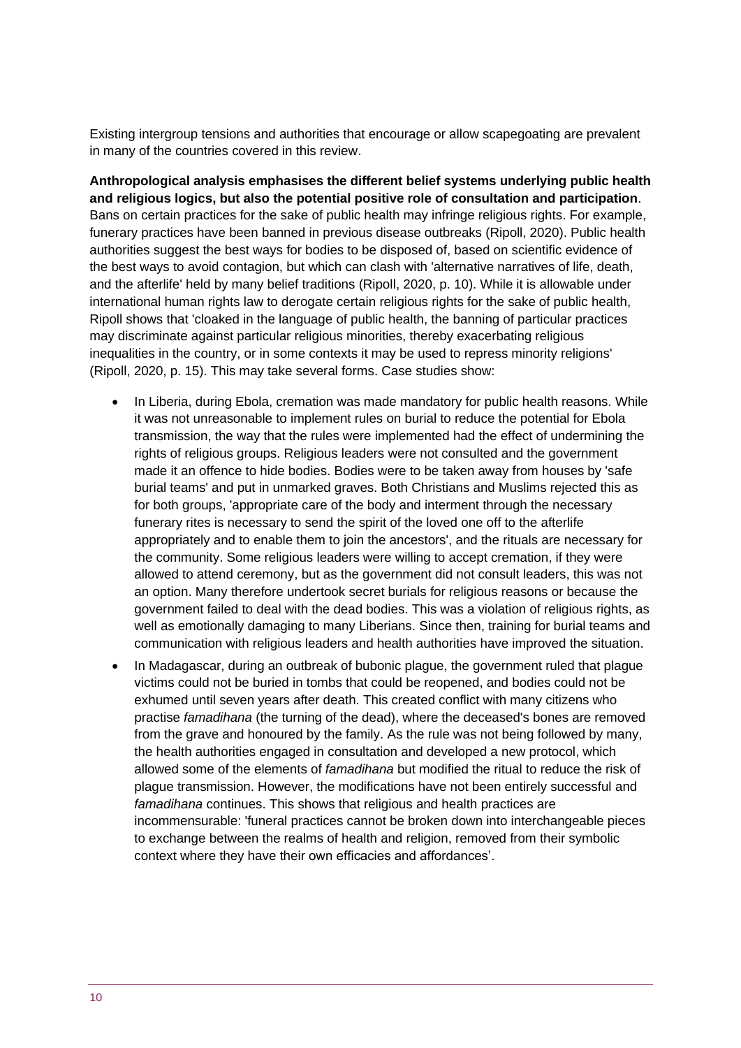Existing intergroup tensions and authorities that encourage or allow scapegoating are prevalent in many of the countries covered in this review.

**Anthropological analysis emphasises the different belief systems underlying public health and religious logics, but also the potential positive role of consultation and participation**. Bans on certain practices for the sake of public health may infringe religious rights. For example, funerary practices have been banned in previous disease outbreaks (Ripoll, 2020). Public health authorities suggest the best ways for bodies to be disposed of, based on scientific evidence of the best ways to avoid contagion, but which can clash with 'alternative narratives of life, death, and the afterlife' held by many belief traditions (Ripoll, 2020, p. 10). While it is allowable under international human rights law to derogate certain religious rights for the sake of public health, Ripoll shows that 'cloaked in the language of public health, the banning of particular practices may discriminate against particular religious minorities, thereby exacerbating religious inequalities in the country, or in some contexts it may be used to repress minority religions' (Ripoll, 2020, p. 15). This may take several forms. Case studies show:

- In Liberia, during Ebola, cremation was made mandatory for public health reasons. While it was not unreasonable to implement rules on burial to reduce the potential for Ebola transmission, the way that the rules were implemented had the effect of undermining the rights of religious groups. Religious leaders were not consulted and the government made it an offence to hide bodies. Bodies were to be taken away from houses by 'safe burial teams' and put in unmarked graves. Both Christians and Muslims rejected this as for both groups, 'appropriate care of the body and interment through the necessary funerary rites is necessary to send the spirit of the loved one off to the afterlife appropriately and to enable them to join the ancestors', and the rituals are necessary for the community. Some religious leaders were willing to accept cremation, if they were allowed to attend ceremony, but as the government did not consult leaders, this was not an option. Many therefore undertook secret burials for religious reasons or because the government failed to deal with the dead bodies. This was a violation of religious rights, as well as emotionally damaging to many Liberians. Since then, training for burial teams and communication with religious leaders and health authorities have improved the situation.
- In Madagascar, during an outbreak of bubonic plague, the government ruled that plague victims could not be buried in tombs that could be reopened, and bodies could not be exhumed until seven years after death. This created conflict with many citizens who practise *famadihana* (the turning of the dead), where the deceased's bones are removed from the grave and honoured by the family. As the rule was not being followed by many, the health authorities engaged in consultation and developed a new protocol, which allowed some of the elements of *famadihana* but modified the ritual to reduce the risk of plague transmission. However, the modifications have not been entirely successful and *famadihana* continues. This shows that religious and health practices are incommensurable: 'funeral practices cannot be broken down into interchangeable pieces to exchange between the realms of health and religion, removed from their symbolic context where they have their own efficacies and affordances'.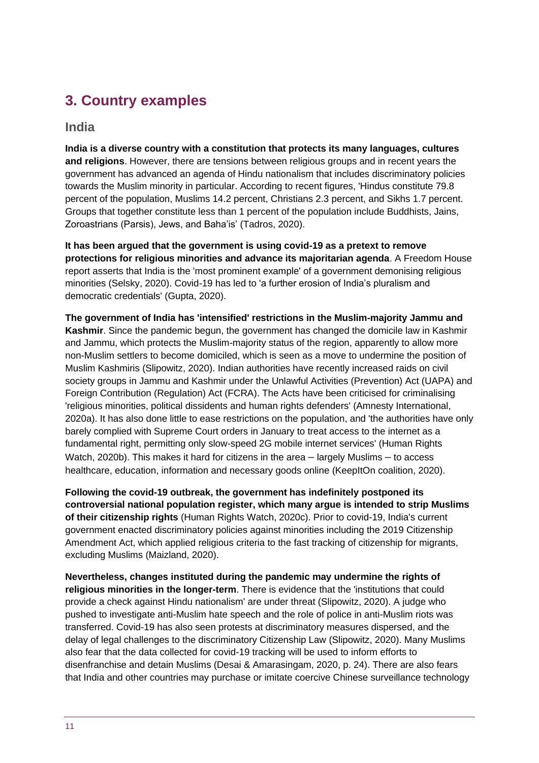# 3. Country examples

## India

**India is a diverse country with a constitution that protects its many languages, cultures and religions**. However, there are tensions between religious groups and in recent years the government has advanced an agenda of Hindu nationalism that includes discriminatory policies towards the Muslim minority in particular. According to recent figures, 'Hindus constitute 79.8 percent of the population, Muslims 14.2 percent, Christians 2.3 percent, and Sikhs 1.7 percent. Groups that together constitute less than 1 percent of the population include Buddhists, Jains, Zoroastrians (Parsis), Jews, and Baha'is' (Tadros, 2020).

**It has been argued that the government is using covid-19 as a pretext to remove protections for religious minorities and advance its majoritarian agenda**. A Freedom House report asserts that India is the 'most prominent example' of a government demonising religious minorities (Selsky, 2020). Covid-19 has led to 'a further erosion of India's pluralism and democratic credentials' (Gupta, 2020).

**The government of India has 'intensified' restrictions in the Muslim-majority Jammu and Kashmir**. Since the pandemic begun, the government has changed the domicile law in Kashmir and Jammu, which protects the Muslim-majority status of the region, apparently to allow more non-Muslim settlers to become domiciled, which is seen as a move to undermine the position of Muslim Kashmiris (Slipowitz, 2020). Indian authorities have recently increased raids on civil society groups in Jammu and Kashmir under the Unlawful Activities (Prevention) Act (UAPA) and Foreign Contribution (Regulation) Act (FCRA). The Acts have been criticised for criminalising 'religious minorities, political dissidents and human rights defenders' (Amnesty International, 2020a). It has also done little to ease restrictions on the population, and 'the authorities have only barely complied with Supreme Court orders in January to treat access to the internet as a fundamental right, permitting only slow-speed 2G mobile internet services' (Human Rights Watch, 2020b). This makes it hard for citizens in the area – largely Muslims – to access healthcare, education, information and necessary goods online (KeepItOn coalition, 2020).

**Following the covid-19 outbreak, the government has indefinitely postponed its controversial national population register, which many argue is intended to strip Muslims of their citizenship rights** (Human Rights Watch, 2020c). Prior to covid-19, India's current government enacted discriminatory policies against minorities including the 2019 Citizenship Amendment Act, which applied religious criteria to the fast tracking of citizenship for migrants, excluding Muslims (Maizland, 2020).

**Nevertheless, changes instituted during the pandemic may undermine the rights of religious minorities in the longer-term**. There is evidence that the 'institutions that could provide a check against Hindu nationalism' are under threat (Slipowitz, 2020). A judge who pushed to investigate anti-Muslim hate speech and the role of police in anti-Muslim riots was transferred. Covid-19 has also seen protests at discriminatory measures dispersed, and the delay of legal challenges to the discriminatory Citizenship Law (Slipowitz, 2020). Many Muslims also fear that the data collected for covid-19 tracking will be used to inform efforts to disenfranchise and detain Muslims (Desai & Amarasingam, 2020, p. 24). There are also fears that India and other countries may purchase or imitate coercive Chinese surveillance technology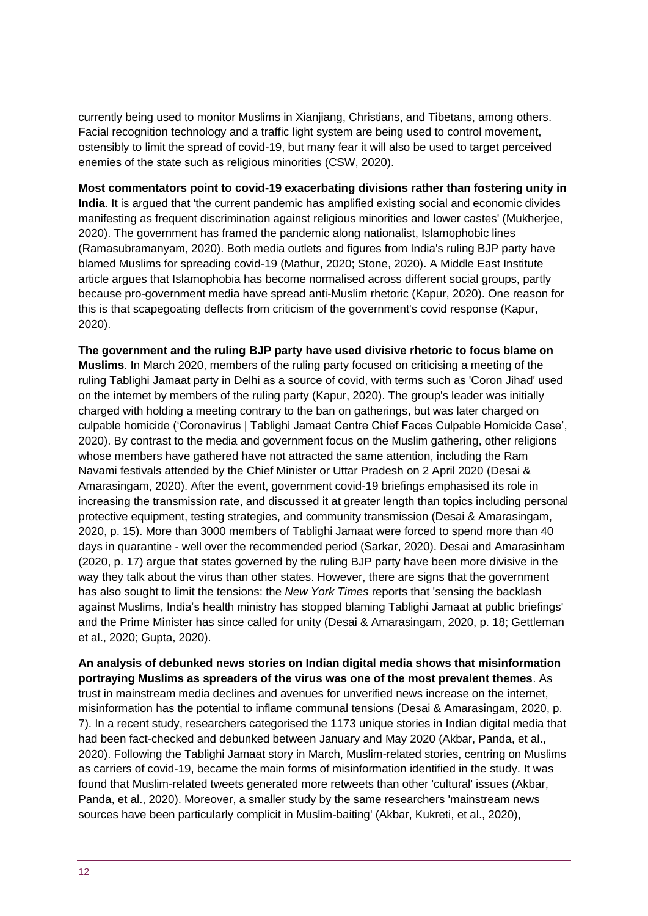currently being used to monitor Muslims in Xianjiang, Christians, and Tibetans, among others. Facial recognition technology and a traffic light system are being used to control movement, ostensibly to limit the spread of covid-19, but many fear it will also be used to target perceived enemies of the state such as religious minorities (CSW, 2020).

**Most commentators point to covid-19 exacerbating divisions rather than fostering unity in India**. It is argued that 'the current pandemic has amplified existing social and economic divides manifesting as frequent discrimination against religious minorities and lower castes' (Mukherjee, 2020). The government has framed the pandemic along nationalist, Islamophobic lines (Ramasubramanyam, 2020). Both media outlets and figures from India's ruling BJP party have blamed Muslims for spreading covid-19 (Mathur, 2020; Stone, 2020). A Middle East Institute article argues that Islamophobia has become normalised across different social groups, partly because pro-government media have spread anti-Muslim rhetoric (Kapur, 2020). One reason for this is that scapegoating deflects from criticism of the government's covid response (Kapur, 2020).

**The government and the ruling BJP party have used divisive rhetoric to focus blame on Muslims**. In March 2020, members of the ruling party focused on criticising a meeting of the ruling Tablighi Jamaat party in Delhi as a source of covid, with terms such as 'Coron Jihad' used on the internet by members of the ruling party (Kapur, 2020). The group's leader was initially charged with holding a meeting contrary to the ban on gatherings, but was later charged on culpable homicide ('Coronavirus | Tablighi Jamaat Centre Chief Faces Culpable Homicide Case', 2020). By contrast to the media and government focus on the Muslim gathering, other religions whose members have gathered have not attracted the same attention, including the Ram Navami festivals attended by the Chief Minister or Uttar Pradesh on 2 April 2020 (Desai & Amarasingam, 2020). After the event, government covid-19 briefings emphasised its role in increasing the transmission rate, and discussed it at greater length than topics including personal protective equipment, testing strategies, and community transmission (Desai & Amarasingam, 2020, p. 15). More than 3000 members of Tablighi Jamaat were forced to spend more than 40 days in quarantine - well over the recommended period (Sarkar, 2020). Desai and Amarasinham (2020, p. 17) argue that states governed by the ruling BJP party have been more divisive in the way they talk about the virus than other states. However, there are signs that the government has also sought to limit the tensions: the *New York Times* reports that 'sensing the backlash against Muslims, India's health ministry has stopped blaming Tablighi Jamaat at public briefings' and the Prime Minister has since called for unity (Desai & Amarasingam, 2020, p. 18; Gettleman et al., 2020; Gupta, 2020).

**An analysis of debunked news stories on Indian digital media shows that misinformation portraying Muslims as spreaders of the virus was one of the most prevalent themes**. As trust in mainstream media declines and avenues for unverified news increase on the internet, misinformation has the potential to inflame communal tensions (Desai & Amarasingam, 2020, p. 7). In a recent study, researchers categorised the 1173 unique stories in Indian digital media that had been fact-checked and debunked between January and May 2020 (Akbar, Panda, et al., 2020). Following the Tablighi Jamaat story in March, Muslim-related stories, centring on Muslims as carriers of covid-19, became the main forms of misinformation identified in the study. It was found that Muslim-related tweets generated more retweets than other 'cultural' issues (Akbar, Panda, et al., 2020). Moreover, a smaller study by the same researchers 'mainstream news sources have been particularly complicit in Muslim-baiting' (Akbar, Kukreti, et al., 2020),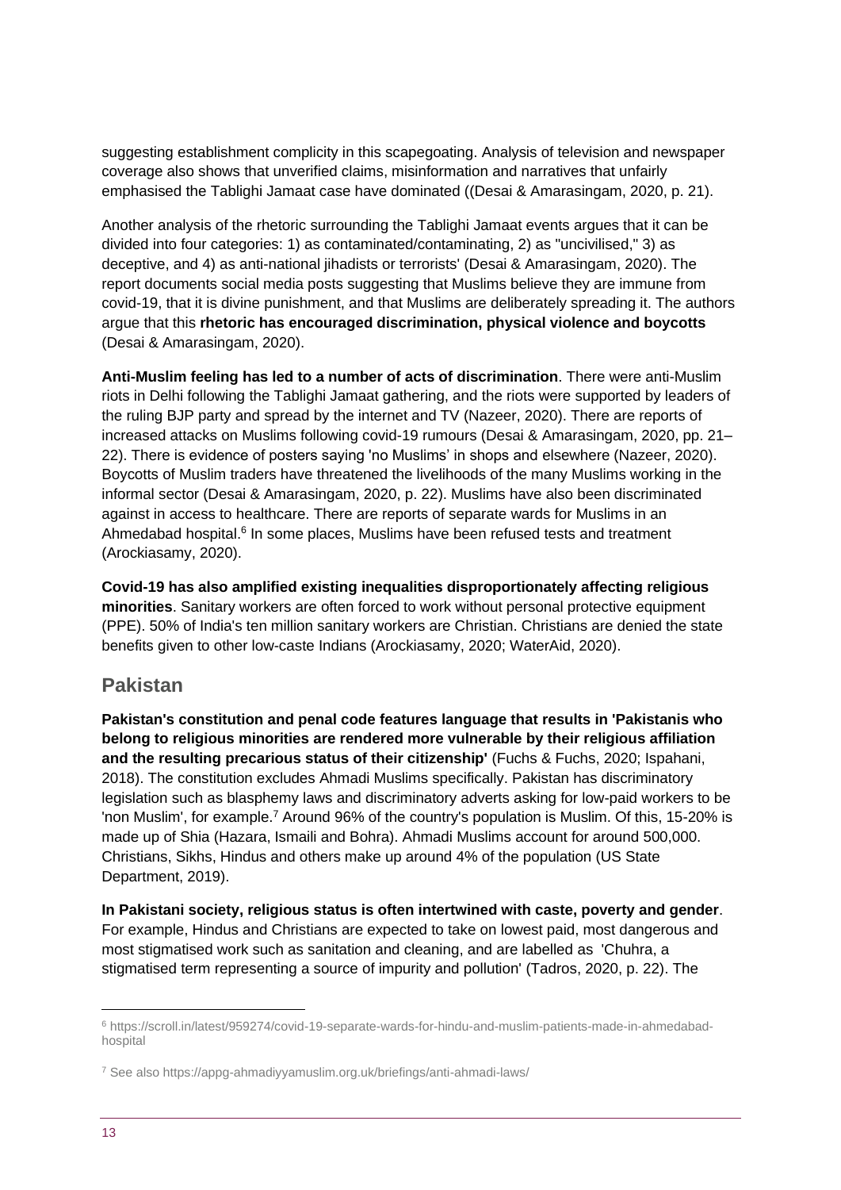suggesting establishment complicity in this scapegoating. Analysis of television and newspaper coverage also shows that unverified claims, misinformation and narratives that unfairly emphasised the Tablighi Jamaat case have dominated ((Desai & Amarasingam, 2020, p. 21).

Another analysis of the rhetoric surrounding the Tablighi Jamaat events argues that it can be divided into four categories: 1) as contaminated/contaminating, 2) as "uncivilised," 3) as deceptive, and 4) as anti-national jihadists or terrorists' (Desai & Amarasingam, 2020). The report documents social media posts suggesting that Muslims believe they are immune from covid-19, that it is divine punishment, and that Muslims are deliberately spreading it. The authors argue that this **rhetoric has encouraged discrimination, physical violence and boycotts** (Desai & Amarasingam, 2020).

**Anti-Muslim feeling has led to a number of acts of discrimination**. There were anti-Muslim riots in Delhi following the Tablighi Jamaat gathering, and the riots were supported by leaders of the ruling BJP party and spread by the internet and TV (Nazeer, 2020). There are reports of increased attacks on Muslims following covid-19 rumours (Desai & Amarasingam, 2020, pp. 21–22). There is evidence of posters saying 'no Muslims' in shops and elsewhere (Nazeer, 2020). Boycotts of Muslim traders have threatened the livelihoods of the many Muslims working in the informal sector (Desai & Amarasingam, 2020, p. 22). Muslims have also been discriminated against in access to healthcare. There are reports of separate wards for Muslims in an Ahmedabad hospital.[6] In some places, Muslims have been refused tests and treatment (Arockiasamy, 2020).

**Covid-19 has also amplified existing inequalities disproportionately affecting religious minorities**. Sanitary workers are often forced to work without personal protective equipment (PPE). 50% of India's ten million sanitary workers are Christian. Christians are denied the state benefits given to other low-caste Indians (Arockiasamy, 2020; WaterAid, 2020).

## Pakistan

**Pakistan's constitution and penal code features language that results in 'Pakistanis who belong to religious minorities are rendered more vulnerable by their religious affiliation and the resulting precarious status of their citizenship'** (Fuchs & Fuchs, 2020; Ispahani, 2018). The constitution excludes Ahmadi Muslims specifically. Pakistan has discriminatory legislation such as blasphemy laws and discriminatory adverts asking for low-paid workers to be 'non Muslim', for example.[7] Around 96% of the country's population is Muslim. Of this, 15-20% is made up of Shia (Hazara, Ismaili and Bohra). Ahmadi Muslims account for around 500,000. Christians, Sikhs, Hindus and others make up around 4% of the population (US State Department, 2019).

**In Pakistani society, religious status is often intertwined with caste, poverty and gender**. For example, Hindus and Christians are expected to take on lowest paid, most dangerous and most stigmatised work such as sanitation and cleaning, and are labelled as 'Chuhra, a stigmatised term representing a source of impurity and pollution' (Tadros, 2020, p. 22). The

[6] https://scroll.in/latest/959274/covid-19-separate-wards-for-hindu-and-muslim-patients-made-in-ahmedabad-hospital

[7] See also https://appg-ahmadiyyamuslim.org.uk/briefings/anti-ahmadi-laws/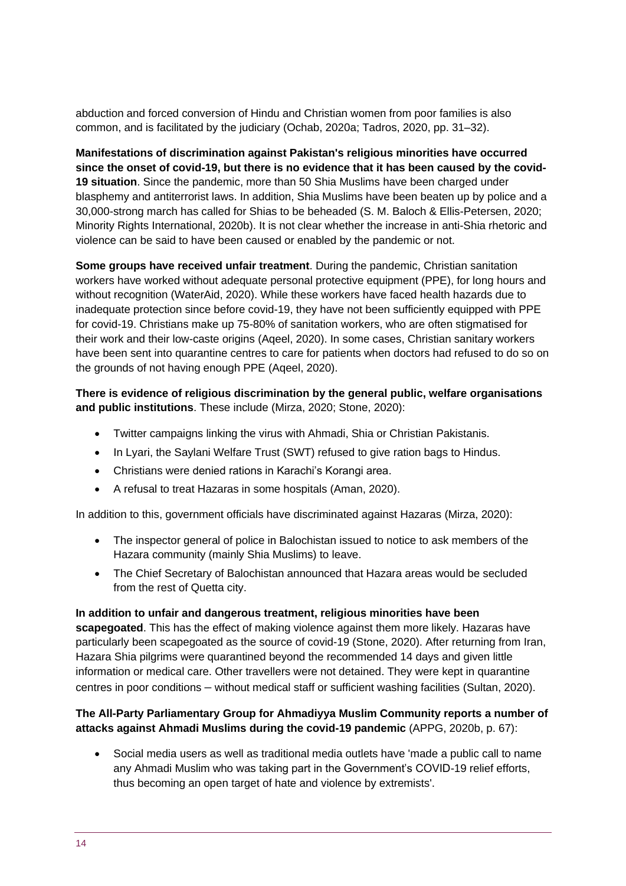abduction and forced conversion of Hindu and Christian women from poor families is also common, and is facilitated by the judiciary (Ochab, 2020a; Tadros, 2020, pp. 31–32).

**Manifestations of discrimination against Pakistan's religious minorities have occurred since the onset of covid-19, but there is no evidence that it has been caused by the covid-19 situation**. Since the pandemic, more than 50 Shia Muslims have been charged under blasphemy and antiterrorist laws. In addition, Shia Muslims have been beaten up by police and a 30,000-strong march has called for Shias to be beheaded (S. M. Baloch & Ellis-Petersen, 2020; Minority Rights International, 2020b). It is not clear whether the increase in anti-Shia rhetoric and violence can be said to have been caused or enabled by the pandemic or not.

**Some groups have received unfair treatment**. During the pandemic, Christian sanitation workers have worked without adequate personal protective equipment (PPE), for long hours and without recognition (WaterAid, 2020). While these workers have faced health hazards due to inadequate protection since before covid-19, they have not been sufficiently equipped with PPE for covid-19. Christians make up 75-80% of sanitation workers, who are often stigmatised for their work and their low-caste origins (Aqeel, 2020). In some cases, Christian sanitary workers have been sent into quarantine centres to care for patients when doctors had refused to do so on the grounds of not having enough PPE (Aqeel, 2020).

**There is evidence of religious discrimination by the general public, welfare organisations and public institutions**. These include (Mirza, 2020; Stone, 2020):

- Twitter campaigns linking the virus with Ahmadi, Shia or Christian Pakistanis.
- In Lyari, the Saylani Welfare Trust (SWT) refused to give ration bags to Hindus.
- Christians were denied rations in Karachi's Korangi area.
- A refusal to treat Hazaras in some hospitals (Aman, 2020).

In addition to this, government officials have discriminated against Hazaras (Mirza, 2020):

- The inspector general of police in Balochistan issued to notice to ask members of the Hazara community (mainly Shia Muslims) to leave.
- The Chief Secretary of Balochistan announced that Hazara areas would be secluded from the rest of Quetta city.

**In addition to unfair and dangerous treatment, religious minorities have been scapegoated**. This has the effect of making violence against them more likely. Hazaras have particularly been scapegoated as the source of covid-19 (Stone, 2020). After returning from Iran, Hazara Shia pilgrims were quarantined beyond the recommended 14 days and given little information or medical care. Other travellers were not detained. They were kept in quarantine centres in poor conditions – without medical staff or sufficient washing facilities (Sultan, 2020).

**The All-Party Parliamentary Group for Ahmadiyya Muslim Community reports a number of attacks against Ahmadi Muslims during the covid-19 pandemic** (APPG, 2020b, p. 67):

- Social media users as well as traditional media outlets have 'made a public call to name any Ahmadi Muslim who was taking part in the Government's COVID-19 relief efforts, thus becoming an open target of hate and violence by extremists'.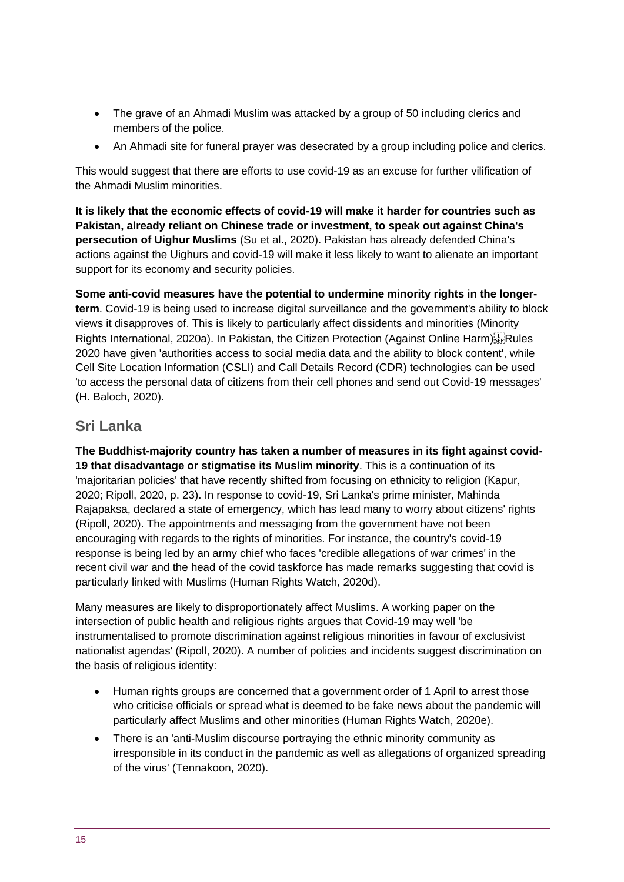- The grave of an Ahmadi Muslim was attacked by a group of 50 including clerics and members of the police.
- An Ahmadi site for funeral prayer was desecrated by a group including police and clerics.

This would suggest that there are efforts to use covid-19 as an excuse for further vilification of the Ahmadi Muslim minorities.

**It is likely that the economic effects of covid-19 will make it harder for countries such as Pakistan, already reliant on Chinese trade or investment, to speak out against China's persecution of Uighur Muslims** (Su et al., 2020). Pakistan has already defended China's actions against the Uighurs and covid-19 will make it less likely to want to alienate an important support for its economy and security policies.

**Some anti-covid measures have the potential to undermine minority rights in the longer-term**. Covid-19 is being used to increase digital surveillance and the government's ability to block views it disapproves of. This is likely to particularly affect dissidents and minorities (Minority Rights International, 2020a). In Pakistan, the Citizen Protection (Against Online Harm) Rules 2020 have given 'authorities access to social media data and the ability to block content', while Cell Site Location Information (CSLI) and Call Details Record (CDR) technologies can be used 'to access the personal data of citizens from their cell phones and send out Covid-19 messages' (H. Baloch, 2020).

## Sri Lanka

**The Buddhist-majority country has taken a number of measures in its fight against covid-19 that disadvantage or stigmatise its Muslim minority**. This is a continuation of its 'majoritarian policies' that have recently shifted from focusing on ethnicity to religion (Kapur, 2020; Ripoll, 2020, p. 23). In response to covid-19, Sri Lanka's prime minister, Mahinda Rajapaksa, declared a state of emergency, which has lead many to worry about citizens' rights (Ripoll, 2020). The appointments and messaging from the government have not been encouraging with regards to the rights of minorities. For instance, the country's covid-19 response is being led by an army chief who faces 'credible allegations of war crimes' in the recent civil war and the head of the covid taskforce has made remarks suggesting that covid is particularly linked with Muslims (Human Rights Watch, 2020d).

Many measures are likely to disproportionately affect Muslims. A working paper on the intersection of public health and religious rights argues that Covid-19 may well 'be instrumentalised to promote discrimination against religious minorities in favour of exclusivist nationalist agendas' (Ripoll, 2020). A number of policies and incidents suggest discrimination on the basis of religious identity:

- Human rights groups are concerned that a government order of 1 April to arrest those who criticise officials or spread what is deemed to be fake news about the pandemic will particularly affect Muslims and other minorities (Human Rights Watch, 2020e).
- There is an 'anti-Muslim discourse portraying the ethnic minority community as irresponsible in its conduct in the pandemic as well as allegations of organized spreading of the virus' (Tennakoon, 2020).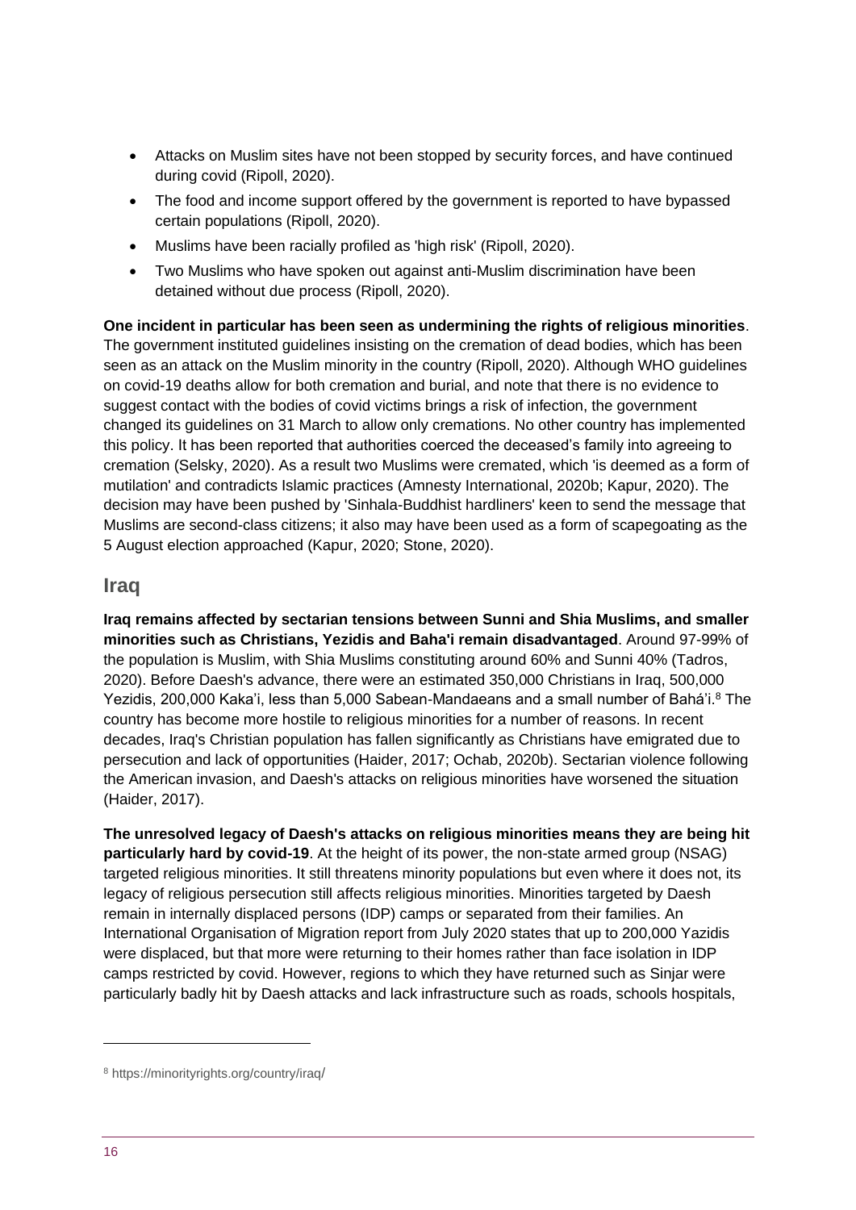- Attacks on Muslim sites have not been stopped by security forces, and have continued during covid (Ripoll, 2020).
- The food and income support offered by the government is reported to have bypassed certain populations (Ripoll, 2020).
- Muslims have been racially profiled as 'high risk' (Ripoll, 2020).
- Two Muslims who have spoken out against anti-Muslim discrimination have been detained without due process (Ripoll, 2020).

**One incident in particular has been seen as undermining the rights of religious minorities**. The government instituted guidelines insisting on the cremation of dead bodies, which has been seen as an attack on the Muslim minority in the country (Ripoll, 2020). Although WHO guidelines on covid-19 deaths allow for both cremation and burial, and note that there is no evidence to suggest contact with the bodies of covid victims brings a risk of infection, the government changed its guidelines on 31 March to allow only cremations. No other country has implemented this policy. It has been reported that authorities coerced the deceased's family into agreeing to cremation (Selsky, 2020). As a result two Muslims were cremated, which 'is deemed as a form of mutilation' and contradicts Islamic practices (Amnesty International, 2020b; Kapur, 2020). The decision may have been pushed by 'Sinhala-Buddhist hardliners' keen to send the message that Muslims are second-class citizens; it also may have been used as a form of scapegoating as the 5 August election approached (Kapur, 2020; Stone, 2020).

## Iraq

**Iraq remains affected by sectarian tensions between Sunni and Shia Muslims, and smaller minorities such as Christians, Yezidis and Baha'i remain disadvantaged**. Around 97-99% of the population is Muslim, with Shia Muslims constituting around 60% and Sunni 40% (Tadros, 2020). Before Daesh's advance, there were an estimated 350,000 Christians in Iraq, 500,000 Yezidis, 200,000 Kaka'i, less than 5,000 Sabean-Mandaeans and a small number of Bahá'i.[8] The country has become more hostile to religious minorities for a number of reasons. In recent decades, Iraq's Christian population has fallen significantly as Christians have emigrated due to persecution and lack of opportunities (Haider, 2017; Ochab, 2020b). Sectarian violence following the American invasion, and Daesh's attacks on religious minorities have worsened the situation (Haider, 2017).

**The unresolved legacy of Daesh's attacks on religious minorities means they are being hit particularly hard by covid-19**. At the height of its power, the non-state armed group (NSAG) targeted religious minorities. It still threatens minority populations but even where it does not, its legacy of religious persecution still affects religious minorities. Minorities targeted by Daesh remain in internally displaced persons (IDP) camps or separated from their families. An International Organisation of Migration report from July 2020 states that up to 200,000 Yazidis were displaced, but that more were returning to their homes rather than face isolation in IDP camps restricted by covid. However, regions to which they have returned such as Sinjar were particularly badly hit by Daesh attacks and lack infrastructure such as roads, schools hospitals,

[8] https://minorityrights.org/country/iraq/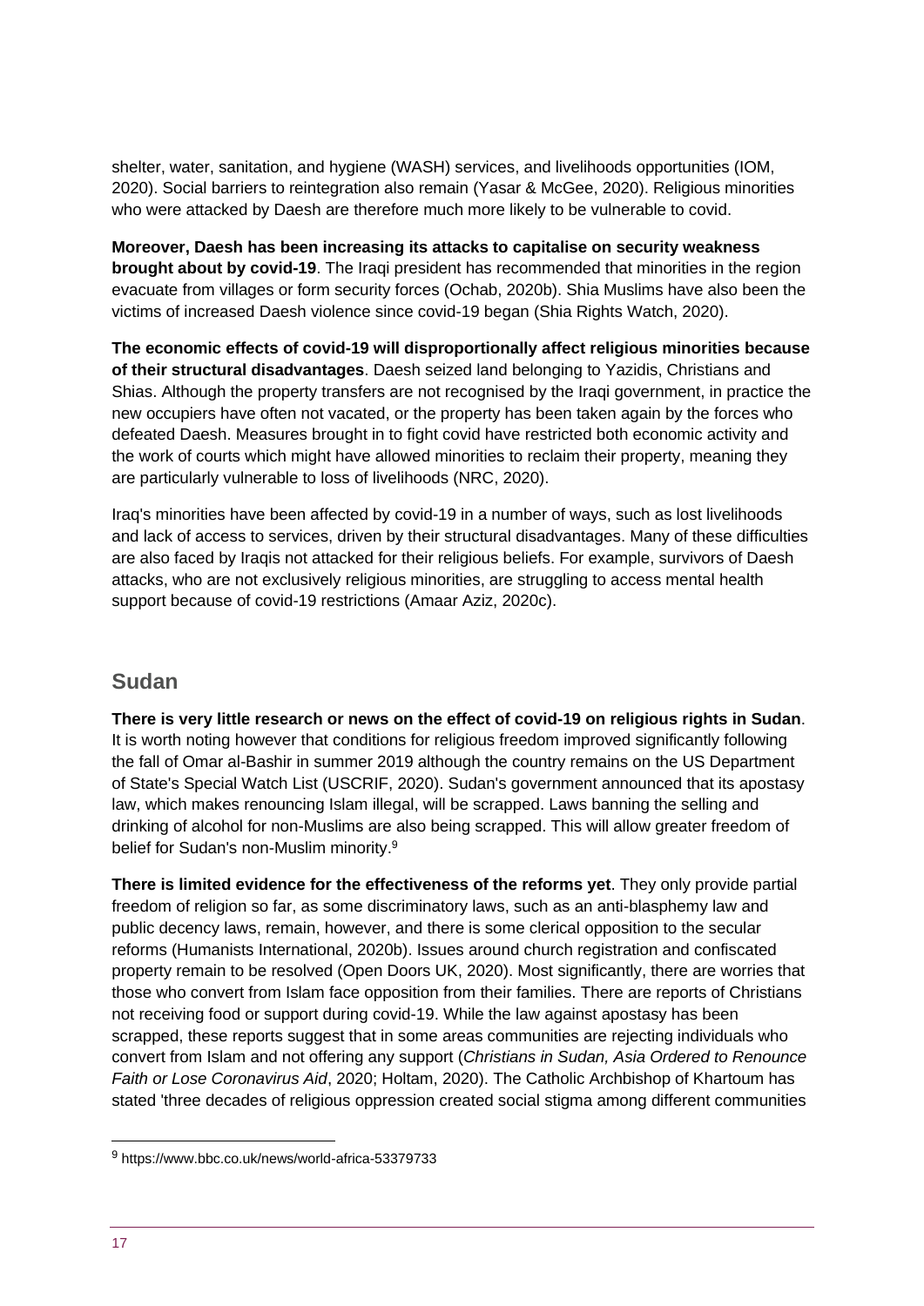shelter, water, sanitation, and hygiene (WASH) services, and livelihoods opportunities (IOM, 2020). Social barriers to reintegration also remain (Yasar & McGee, 2020). Religious minorities who were attacked by Daesh are therefore much more likely to be vulnerable to covid.

**Moreover, Daesh has been increasing its attacks to capitalise on security weakness brought about by covid-19**. The Iraqi president has recommended that minorities in the region evacuate from villages or form security forces (Ochab, 2020b). Shia Muslims have also been the victims of increased Daesh violence since covid-19 began (Shia Rights Watch, 2020).

**The economic effects of covid-19 will disproportionally affect religious minorities because of their structural disadvantages**. Daesh seized land belonging to Yazidis, Christians and Shias. Although the property transfers are not recognised by the Iraqi government, in practice the new occupiers have often not vacated, or the property has been taken again by the forces who defeated Daesh. Measures brought in to fight covid have restricted both economic activity and the work of courts which might have allowed minorities to reclaim their property, meaning they are particularly vulnerable to loss of livelihoods (NRC, 2020).

Iraq's minorities have been affected by covid-19 in a number of ways, such as lost livelihoods and lack of access to services, driven by their structural disadvantages. Many of these difficulties are also faced by Iraqis not attacked for their religious beliefs. For example, survivors of Daesh attacks, who are not exclusively religious minorities, are struggling to access mental health support because of covid-19 restrictions (Amaar Aziz, 2020c).

## Sudan

**There is very little research or news on the effect of covid-19 on religious rights in Sudan**. It is worth noting however that conditions for religious freedom improved significantly following the fall of Omar al-Bashir in summer 2019 although the country remains on the US Department of State's Special Watch List (USCRIF, 2020). Sudan's government announced that its apostasy law, which makes renouncing Islam illegal, will be scrapped. Laws banning the selling and drinking of alcohol for non-Muslims are also being scrapped. This will allow greater freedom of belief for Sudan's non-Muslim minority.[9]

**There is limited evidence for the effectiveness of the reforms yet**. They only provide partial freedom of religion so far, as some discriminatory laws, such as an anti-blasphemy law and public decency laws, remain, however, and there is some clerical opposition to the secular reforms (Humanists International, 2020b). Issues around church registration and confiscated property remain to be resolved (Open Doors UK, 2020). Most significantly, there are worries that those who convert from Islam face opposition from their families. There are reports of Christians not receiving food or support during covid-19. While the law against apostasy has been scrapped, these reports suggest that in some areas communities are rejecting individuals who convert from Islam and not offering any support (*Christians in Sudan, Asia Ordered to Renounce Faith or Lose Coronavirus Aid*, 2020; Holtam, 2020). The Catholic Archbishop of Khartoum has stated 'three decades of religious oppression created social stigma among different communities

[9] https://www.bbc.co.uk/news/world-africa-53379733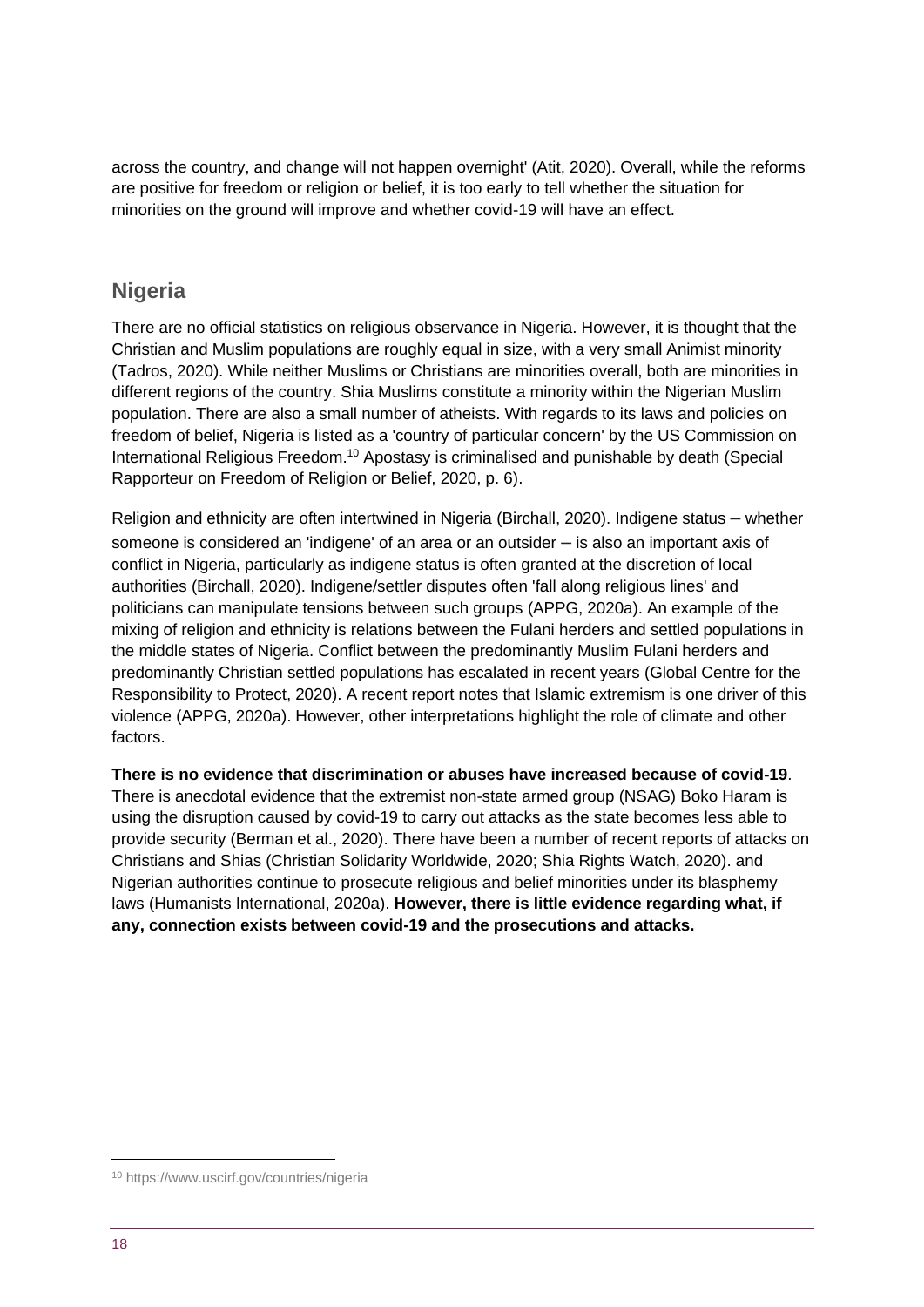across the country, and change will not happen overnight' (Atit, 2020). Overall, while the reforms are positive for freedom or religion or belief, it is too early to tell whether the situation for minorities on the ground will improve and whether covid-19 will have an effect.

## Nigeria

There are no official statistics on religious observance in Nigeria. However, it is thought that the Christian and Muslim populations are roughly equal in size, with a very small Animist minority (Tadros, 2020). While neither Muslims or Christians are minorities overall, both are minorities in different regions of the country. Shia Muslims constitute a minority within the Nigerian Muslim population. There are also a small number of atheists. With regards to its laws and policies on freedom of belief, Nigeria is listed as a 'country of particular concern' by the US Commission on International Religious Freedom.[10] Apostasy is criminalised and punishable by death (Special Rapporteur on Freedom of Religion or Belief, 2020, p. 6).

Religion and ethnicity are often intertwined in Nigeria (Birchall, 2020). Indigene status – whether someone is considered an 'indigene' of an area or an outsider – is also an important axis of conflict in Nigeria, particularly as indigene status is often granted at the discretion of local authorities (Birchall, 2020). Indigene/settler disputes often 'fall along religious lines' and politicians can manipulate tensions between such groups (APPG, 2020a). An example of the mixing of religion and ethnicity is relations between the Fulani herders and settled populations in the middle states of Nigeria. Conflict between the predominantly Muslim Fulani herders and predominantly Christian settled populations has escalated in recent years (Global Centre for the Responsibility to Protect, 2020). A recent report notes that Islamic extremism is one driver of this violence (APPG, 2020a). However, other interpretations highlight the role of climate and other factors.

**There is no evidence that discrimination or abuses have increased because of covid-19**. There is anecdotal evidence that the extremist non-state armed group (NSAG) Boko Haram is using the disruption caused by covid-19 to carry out attacks as the state becomes less able to provide security (Berman et al., 2020). There have been a number of recent reports of attacks on Christians and Shias (Christian Solidarity Worldwide, 2020; Shia Rights Watch, 2020). and Nigerian authorities continue to prosecute religious and belief minorities under its blasphemy laws (Humanists International, 2020a). **However, there is little evidence regarding what, if any, connection exists between covid-19 and the prosecutions and attacks.**

[10] https://www.uscirf.gov/countries/nigeria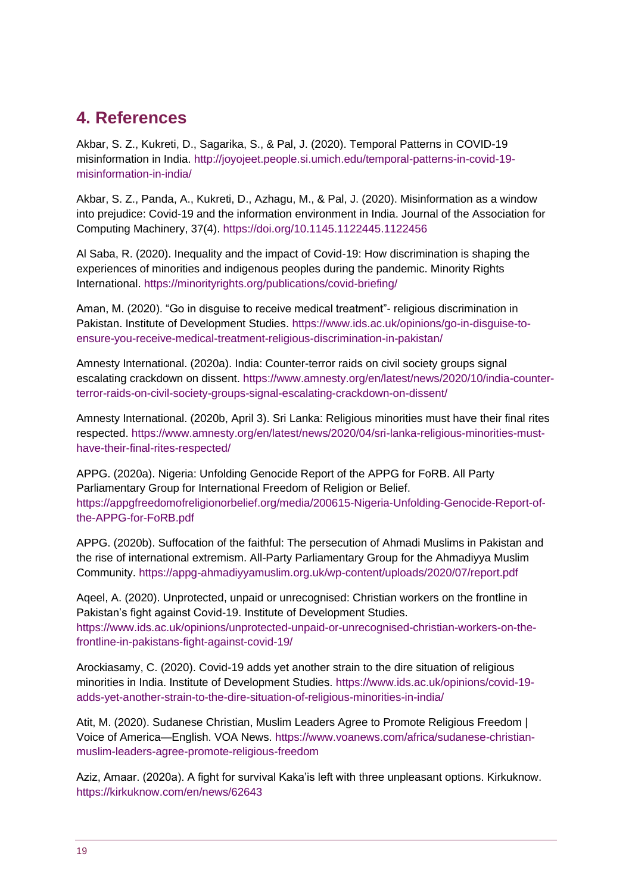## 4. References

Akbar, S. Z., Kukreti, D., Sagarika, S., & Pal, J. (2020). Temporal Patterns in COVID-19 misinformation in India. http://joyojeet.people.si.umich.edu/temporal-patterns-in-covid-19-misinformation-in-india/

Akbar, S. Z., Panda, A., Kukreti, D., Azhagu, M., & Pal, J. (2020). Misinformation as a window into prejudice: Covid-19 and the information environment in India. Journal of the Association for Computing Machinery, 37(4). https://doi.org/10.1145.1122445.1122456

Al Saba, R. (2020). Inequality and the impact of Covid-19: How discrimination is shaping the experiences of minorities and indigenous peoples during the pandemic. Minority Rights International. https://minorityrights.org/publications/covid-briefing/

Aman, M. (2020). “Go in disguise to receive medical treatment”- religious discrimination in Pakistan. Institute of Development Studies. https://www.ids.ac.uk/opinions/go-in-disguise-to-ensure-you-receive-medical-treatment-religious-discrimination-in-pakistan/

Amnesty International. (2020a). India: Counter-terror raids on civil society groups signal escalating crackdown on dissent. https://www.amnesty.org/en/latest/news/2020/10/india-counter-terror-raids-on-civil-society-groups-signal-escalating-crackdown-on-dissent/

Amnesty International. (2020b, April 3). Sri Lanka: Religious minorities must have their final rites respected. https://www.amnesty.org/en/latest/news/2020/04/sri-lanka-religious-minorities-must-have-their-final-rites-respected/

APPG. (2020a). Nigeria: Unfolding Genocide Report of the APPG for FoRB. All Party Parliamentary Group for International Freedom of Religion or Belief. https://appgfreedomofreligionorbelief.org/media/200615-Nigeria-Unfolding-Genocide-Report-of-the-APPG-for-FoRB.pdf

APPG. (2020b). Suffocation of the faithful: The persecution of Ahmadi Muslims in Pakistan and the rise of international extremism. All-Party Parliamentary Group for the Ahmadiyya Muslim Community. https://appg-ahmadiyyamuslim.org.uk/wp-content/uploads/2020/07/report.pdf

Aqeel, A. (2020). Unprotected, unpaid or unrecognised: Christian workers on the frontline in Pakistan’s fight against Covid-19. Institute of Development Studies. https://www.ids.ac.uk/opinions/unprotected-unpaid-or-unrecognised-christian-workers-on-the-frontline-in-pakistans-fight-against-covid-19/

Arockiasamy, C. (2020). Covid-19 adds yet another strain to the dire situation of religious minorities in India. Institute of Development Studies. https://www.ids.ac.uk/opinions/covid-19-adds-yet-another-strain-to-the-dire-situation-of-religious-minorities-in-india/

Atit, M. (2020). Sudanese Christian, Muslim Leaders Agree to Promote Religious Freedom | Voice of America—English. VOA News. https://www.voanews.com/africa/sudanese-christian-muslim-leaders-agree-promote-religious-freedom

Aziz, Amaar. (2020a). A fight for survival Kaka’is left with three unpleasant options. Kirkuknow. https://kirkuknow.com/en/news/62643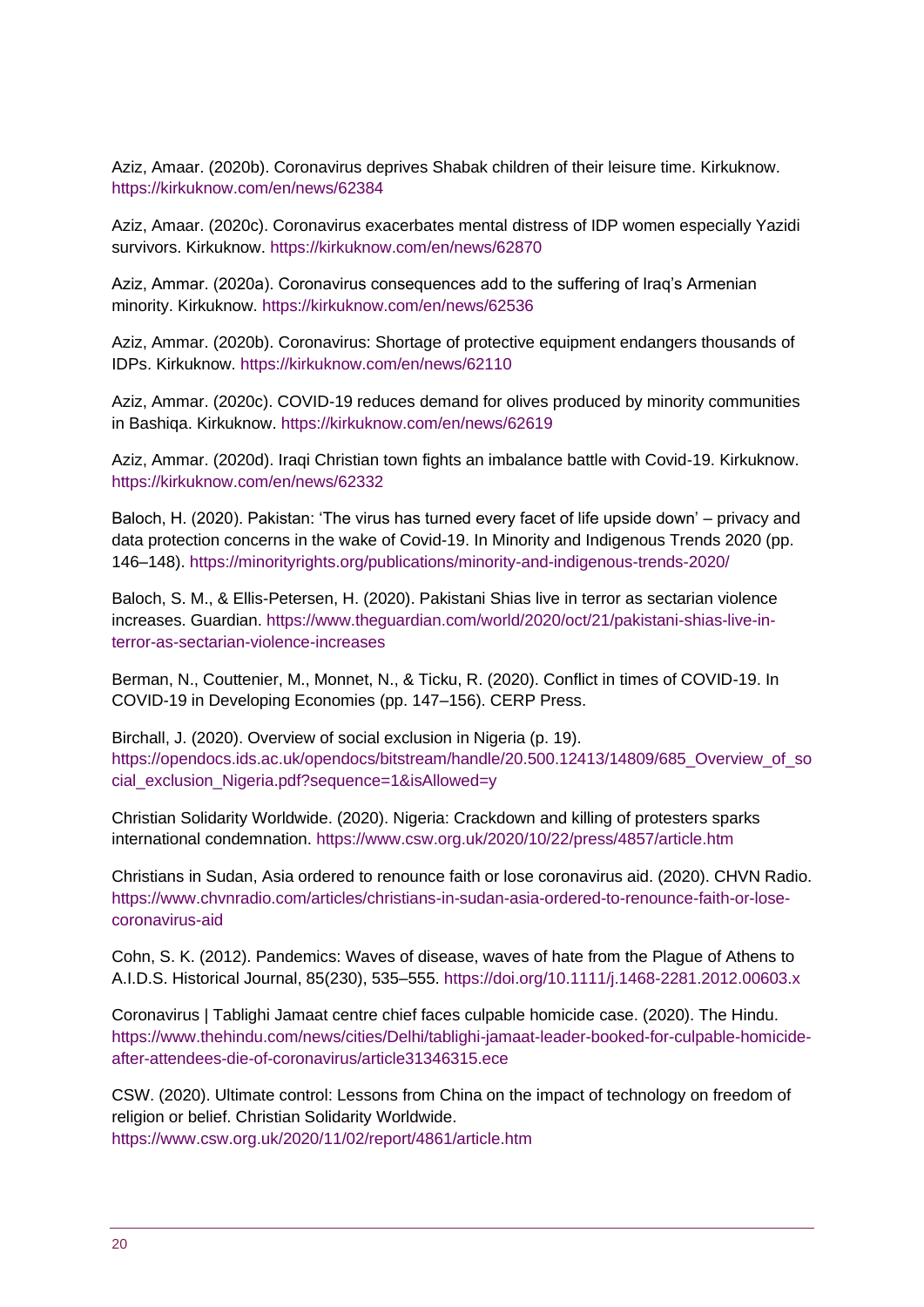Aziz, Amaar. (2020b). Coronavirus deprives Shabak children of their leisure time. Kirkuknow. https://kirkuknow.com/en/news/62384

Aziz, Amaar. (2020c). Coronavirus exacerbates mental distress of IDP women especially Yazidi survivors. Kirkuknow. https://kirkuknow.com/en/news/62870

Aziz, Ammar. (2020a). Coronavirus consequences add to the suffering of Iraq's Armenian minority. Kirkuknow. https://kirkuknow.com/en/news/62536

Aziz, Ammar. (2020b). Coronavirus: Shortage of protective equipment endangers thousands of IDPs. Kirkuknow. https://kirkuknow.com/en/news/62110

Aziz, Ammar. (2020c). COVID-19 reduces demand for olives produced by minority communities in Bashiqa. Kirkuknow. https://kirkuknow.com/en/news/62619

Aziz, Ammar. (2020d). Iraqi Christian town fights an imbalance battle with Covid-19. Kirkuknow. https://kirkuknow.com/en/news/62332

Baloch, H. (2020). Pakistan: 'The virus has turned every facet of life upside down' – privacy and data protection concerns in the wake of Covid-19. In Minority and Indigenous Trends 2020 (pp. 146–148). https://minorityrights.org/publications/minority-and-indigenous-trends-2020/

Baloch, S. M., & Ellis-Petersen, H. (2020). Pakistani Shias live in terror as sectarian violence increases. Guardian. https://www.theguardian.com/world/2020/oct/21/pakistani-shias-live-in-terror-as-sectarian-violence-increases

Berman, N., Couttenier, M., Monnet, N., & Ticku, R. (2020). Conflict in times of COVID-19. In COVID-19 in Developing Economies (pp. 147–156). CERP Press.

Birchall, J. (2020). Overview of social exclusion in Nigeria (p. 19). https://opendocs.ids.ac.uk/opendocs/bitstream/handle/20.500.12413/14809/685_Overview_of_social_exclusion_Nigeria.pdf?sequence=1&isAllowed=y

Christian Solidarity Worldwide. (2020). Nigeria: Crackdown and killing of protesters sparks international condemnation. https://www.csw.org.uk/2020/10/22/press/4857/article.htm

Christians in Sudan, Asia ordered to renounce faith or lose coronavirus aid. (2020). CHVN Radio. https://www.chvnradio.com/articles/christians-in-sudan-asia-ordered-to-renounce-faith-or-lose-coronavirus-aid

Cohn, S. K. (2012). Pandemics: Waves of disease, waves of hate from the Plague of Athens to A.I.D.S. Historical Journal, 85(230), 535–555. https://doi.org/10.1111/j.1468-2281.2012.00603.x

Coronavirus | Tablighi Jamaat centre chief faces culpable homicide case. (2020). The Hindu. https://www.thehindu.com/news/cities/Delhi/tablighi-jamaat-leader-booked-for-culpable-homicide-after-attendees-die-of-coronavirus/article31346315.ece

CSW. (2020). Ultimate control: Lessons from China on the impact of technology on freedom of religion or belief. Christian Solidarity Worldwide. https://www.csw.org.uk/2020/11/02/report/4861/article.htm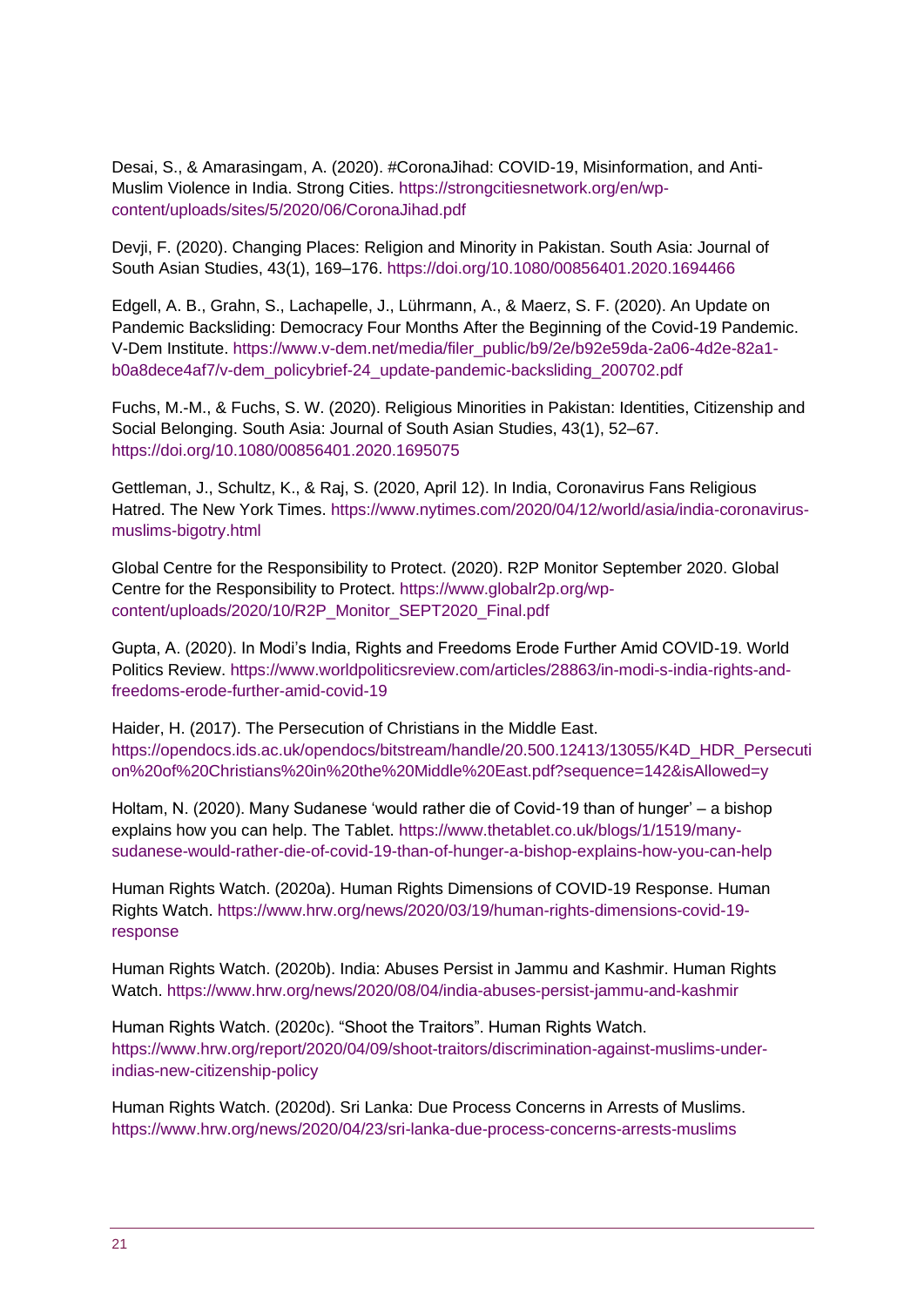Desai, S., & Amarasingam, A. (2020). #CoronaJihad: COVID-19, Misinformation, and Anti-Muslim Violence in India. Strong Cities. https://strongcitiesnetwork.org/en/wp-content/uploads/sites/5/2020/06/CoronaJihad.pdf

Devji, F. (2020). Changing Places: Religion and Minority in Pakistan. South Asia: Journal of South Asian Studies, 43(1), 169–176. https://doi.org/10.1080/00856401.2020.1694466

Edgell, A. B., Grahn, S., Lachapelle, J., Lührmann, A., & Maerz, S. F. (2020). An Update on Pandemic Backsliding: Democracy Four Months After the Beginning of the Covid-19 Pandemic. V-Dem Institute. https://www.v-dem.net/media/filer_public/b9/2e/b92e59da-2a06-4d2e-82a1-b0a8dece4af7/v-dem_policybrief-24_update-pandemic-backsliding_200702.pdf

Fuchs, M.-M., & Fuchs, S. W. (2020). Religious Minorities in Pakistan: Identities, Citizenship and Social Belonging. South Asia: Journal of South Asian Studies, 43(1), 52–67. https://doi.org/10.1080/00856401.2020.1695075

Gettleman, J., Schultz, K., & Raj, S. (2020, April 12). In India, Coronavirus Fans Religious Hatred. The New York Times. https://www.nytimes.com/2020/04/12/world/asia/india-coronavirus-muslims-bigotry.html

Global Centre for the Responsibility to Protect. (2020). R2P Monitor September 2020. Global Centre for the Responsibility to Protect. https://www.globalr2p.org/wp-content/uploads/2020/10/R2P_Monitor_SEPT2020_Final.pdf

Gupta, A. (2020). In Modi's India, Rights and Freedoms Erode Further Amid COVID-19. World Politics Review. https://www.worldpoliticsreview.com/articles/28863/in-modi-s-india-rights-and-freedoms-erode-further-amid-covid-19

Haider, H. (2017). The Persecution of Christians in the Middle East. https://opendocs.ids.ac.uk/opendocs/bitstream/handle/20.500.12413/13055/K4D_HDR_Persecution%20of%20Christians%20in%20the%20Middle%20East.pdf?sequence=142&isAllowed=y

Holtam, N. (2020). Many Sudanese 'would rather die of Covid-19 than of hunger' – a bishop explains how you can help. The Tablet. https://www.thetablet.co.uk/blogs/1/1519/many-sudanese-would-rather-die-of-covid-19-than-of-hunger-a-bishop-explains-how-you-can-help

Human Rights Watch. (2020a). Human Rights Dimensions of COVID-19 Response. Human Rights Watch. https://www.hrw.org/news/2020/03/19/human-rights-dimensions-covid-19-response

Human Rights Watch. (2020b). India: Abuses Persist in Jammu and Kashmir. Human Rights Watch. https://www.hrw.org/news/2020/08/04/india-abuses-persist-jammu-and-kashmir

Human Rights Watch. (2020c). "Shoot the Traitors". Human Rights Watch. https://www.hrw.org/report/2020/04/09/shoot-traitors/discrimination-against-muslims-under-indias-new-citizenship-policy

Human Rights Watch. (2020d). Sri Lanka: Due Process Concerns in Arrests of Muslims. https://www.hrw.org/news/2020/04/23/sri-lanka-due-process-concerns-arrests-muslims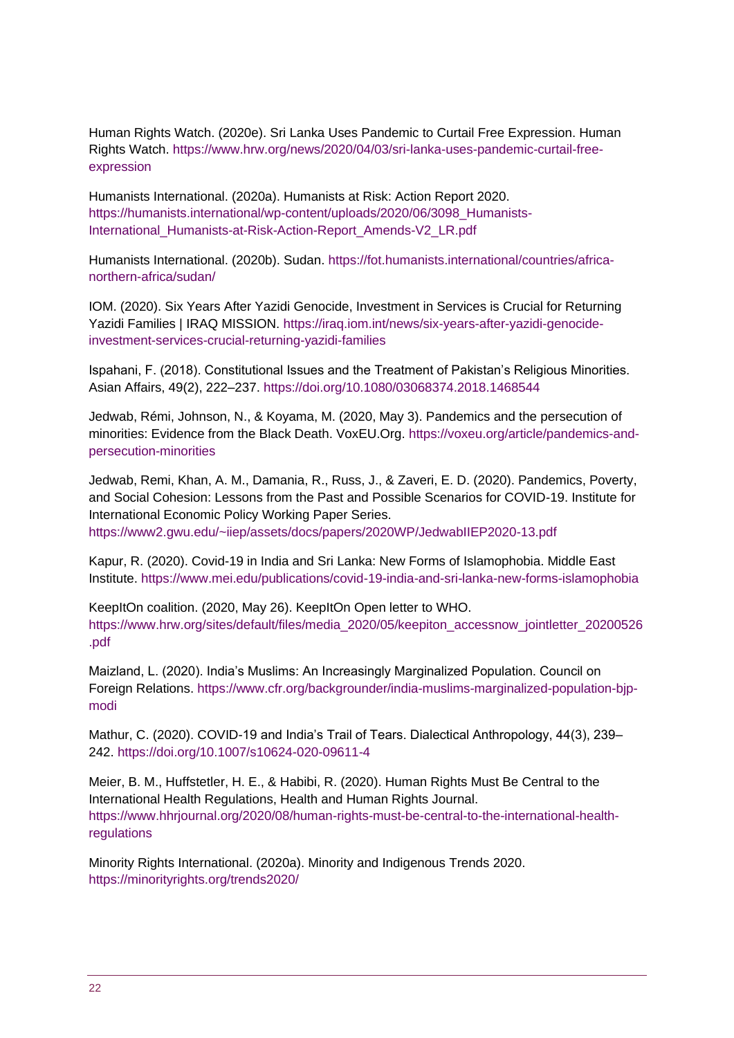Human Rights Watch. (2020e). Sri Lanka Uses Pandemic to Curtail Free Expression. Human Rights Watch. https://www.hrw.org/news/2020/04/03/sri-lanka-uses-pandemic-curtail-free-expression

Humanists International. (2020a). Humanists at Risk: Action Report 2020. https://humanists.international/wp-content/uploads/2020/06/3098_Humanists-International_Humanists-at-Risk-Action-Report_Amends-V2_LR.pdf

Humanists International. (2020b). Sudan. https://fot.humanists.international/countries/africa-northern-africa/sudan/

IOM. (2020). Six Years After Yazidi Genocide, Investment in Services is Crucial for Returning Yazidi Families | IRAQ MISSION. https://iraq.iom.int/news/six-years-after-yazidi-genocide-investment-services-crucial-returning-yazidi-families

Ispahani, F. (2018). Constitutional Issues and the Treatment of Pakistan's Religious Minorities. Asian Affairs, 49(2), 222–237. https://doi.org/10.1080/03068374.2018.1468544

Jedwab, Rémi, Johnson, N., & Koyama, M. (2020, May 3). Pandemics and the persecution of minorities: Evidence from the Black Death. VoxEU.Org. https://voxeu.org/article/pandemics-and-persecution-minorities

Jedwab, Remi, Khan, A. M., Damania, R., Russ, J., & Zaveri, E. D. (2020). Pandemics, Poverty, and Social Cohesion: Lessons from the Past and Possible Scenarios for COVID-19. Institute for International Economic Policy Working Paper Series. https://www2.gwu.edu/~iiep/assets/docs/papers/2020WP/JedwabIIEP2020-13.pdf

Kapur, R. (2020). Covid-19 in India and Sri Lanka: New Forms of Islamophobia. Middle East Institute. https://www.mei.edu/publications/covid-19-india-and-sri-lanka-new-forms-islamophobia

KeepItOn coalition. (2020, May 26). KeepItOn Open letter to WHO. https://www.hrw.org/sites/default/files/media_2020/05/keepiton_accessnow_jointletter_20200526.pdf

Maizland, L. (2020). India's Muslims: An Increasingly Marginalized Population. Council on Foreign Relations. https://www.cfr.org/backgrounder/india-muslims-marginalized-population-bjp-modi

Mathur, C. (2020). COVID-19 and India's Trail of Tears. Dialectical Anthropology, 44(3), 239–242. https://doi.org/10.1007/s10624-020-09611-4

Meier, B. M., Huffstetler, H. E., & Habibi, R. (2020). Human Rights Must Be Central to the International Health Regulations, Health and Human Rights Journal. https://www.hhrjournal.org/2020/08/human-rights-must-be-central-to-the-international-health-regulations

Minority Rights International. (2020a). Minority and Indigenous Trends 2020. https://minorityrights.org/trends2020/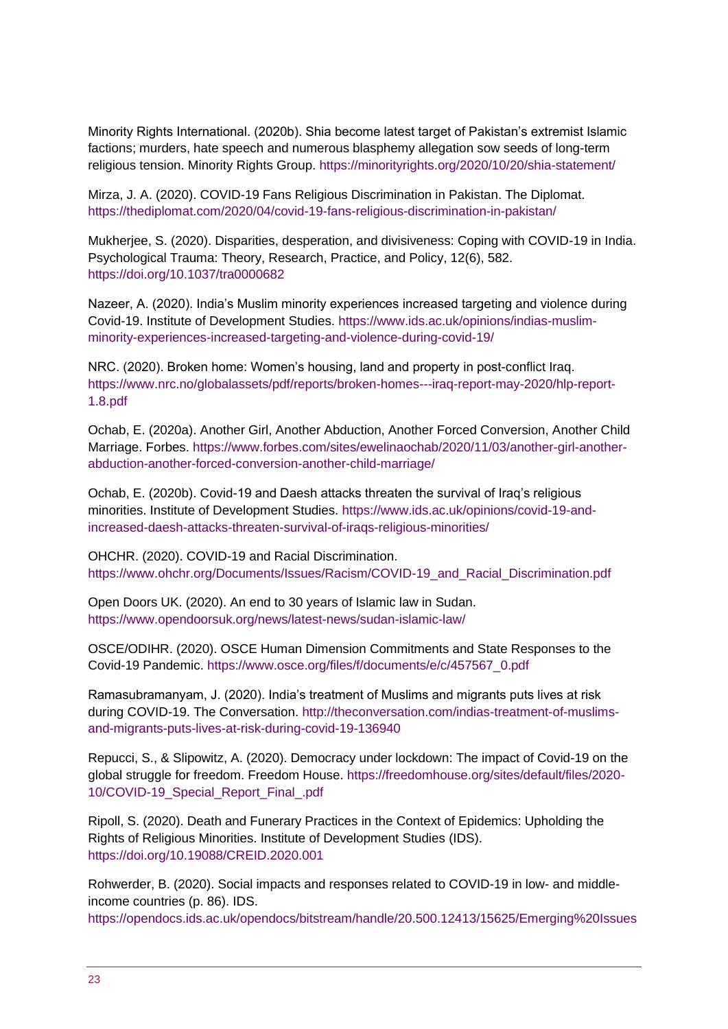Minority Rights International. (2020b). Shia become latest target of Pakistan's extremist Islamic factions; murders, hate speech and numerous blasphemy allegation sow seeds of long-term religious tension. Minority Rights Group. https://minorityrights.org/2020/10/20/shia-statement/

Mirza, J. A. (2020). COVID-19 Fans Religious Discrimination in Pakistan. The Diplomat. https://thediplomat.com/2020/04/covid-19-fans-religious-discrimination-in-pakistan/

Mukherjee, S. (2020). Disparities, desperation, and divisiveness: Coping with COVID-19 in India. Psychological Trauma: Theory, Research, Practice, and Policy, 12(6), 582. https://doi.org/10.1037/tra0000682

Nazeer, A. (2020). India's Muslim minority experiences increased targeting and violence during Covid-19. Institute of Development Studies. https://www.ids.ac.uk/opinions/indias-muslim-minority-experiences-increased-targeting-and-violence-during-covid-19/

NRC. (2020). Broken home: Women's housing, land and property in post-conflict Iraq. https://www.nrc.no/globalassets/pdf/reports/broken-homes---iraq-report-may-2020/hlp-report-1.8.pdf

Ochab, E. (2020a). Another Girl, Another Abduction, Another Forced Conversion, Another Child Marriage. Forbes. https://www.forbes.com/sites/ewelinaochab/2020/11/03/another-girl-another-abduction-another-forced-conversion-another-child-marriage/

Ochab, E. (2020b). Covid-19 and Daesh attacks threaten the survival of Iraq's religious minorities. Institute of Development Studies. https://www.ids.ac.uk/opinions/covid-19-and-increased-daesh-attacks-threaten-survival-of-iraqs-religious-minorities/

OHCHR. (2020). COVID-19 and Racial Discrimination. https://www.ohchr.org/Documents/Issues/Racism/COVID-19_and_Racial_Discrimination.pdf

Open Doors UK. (2020). An end to 30 years of Islamic law in Sudan. https://www.opendoorsuk.org/news/latest-news/sudan-islamic-law/

OSCE/ODIHR. (2020). OSCE Human Dimension Commitments and State Responses to the Covid-19 Pandemic. https://www.osce.org/files/f/documents/e/c/457567_0.pdf

Ramasubramanyam, J. (2020). India's treatment of Muslims and migrants puts lives at risk during COVID-19. The Conversation. http://theconversation.com/indias-treatment-of-muslims-and-migrants-puts-lives-at-risk-during-covid-19-136940

Repucci, S., & Slipowitz, A. (2020). Democracy under lockdown: The impact of Covid-19 on the global struggle for freedom. Freedom House. https://freedomhouse.org/sites/default/files/2020-10/COVID-19_Special_Report_Final_.pdf

Ripoll, S. (2020). Death and Funerary Practices in the Context of Epidemics: Upholding the Rights of Religious Minorities. Institute of Development Studies (IDS). https://doi.org/10.19088/CREID.2020.001

Rohwerder, B. (2020). Social impacts and responses related to COVID-19 in low- and middle-income countries (p. 86). IDS. https://opendocs.ids.ac.uk/opendocs/bitstream/handle/20.500.12413/15625/Emerging%20Issues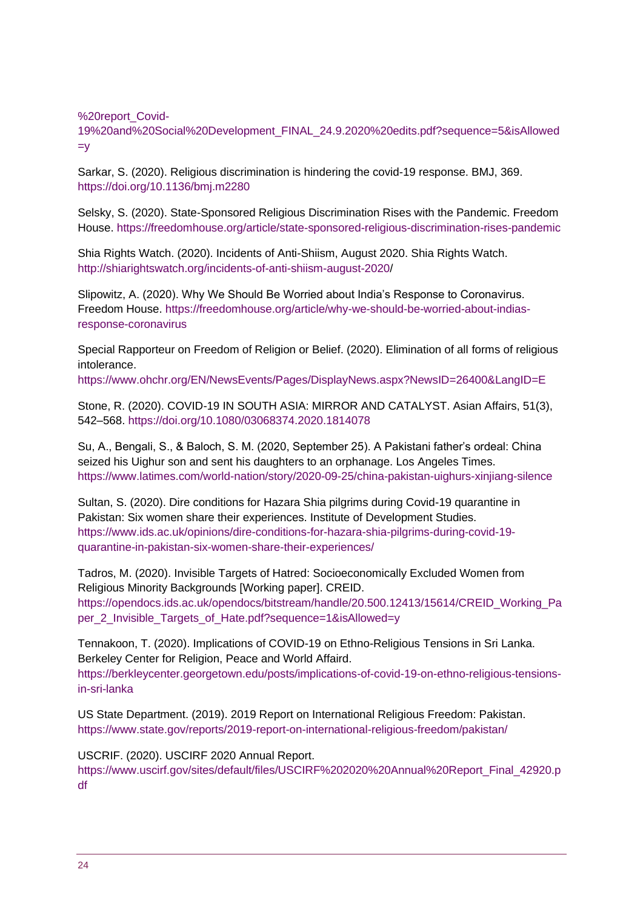%20report_Covid-19%20and%20Social%20Development_FINAL_24.9.2020%20edits.pdf?sequence=5&isAllowed=y

Sarkar, S. (2020). Religious discrimination is hindering the covid-19 response. BMJ, 369. https://doi.org/10.1136/bmj.m2280

Selsky, S. (2020). State-Sponsored Religious Discrimination Rises with the Pandemic. Freedom House. https://freedomhouse.org/article/state-sponsored-religious-discrimination-rises-pandemic

Shia Rights Watch. (2020). Incidents of Anti-Shiism, August 2020. Shia Rights Watch. http://shiarightswatch.org/incidents-of-anti-shiism-august-2020/

Slipowitz, A. (2020). Why We Should Be Worried about India's Response to Coronavirus. Freedom House. https://freedomhouse.org/article/why-we-should-be-worried-about-indias-response-coronavirus

Special Rapporteur on Freedom of Religion or Belief. (2020). Elimination of all forms of religious intolerance. https://www.ohchr.org/EN/NewsEvents/Pages/DisplayNews.aspx?NewsID=26400&LangID=E

Stone, R. (2020). COVID-19 IN SOUTH ASIA: MIRROR AND CATALYST. Asian Affairs, 51(3), 542–568. https://doi.org/10.1080/03068374.2020.1814078

Su, A., Bengali, S., & Baloch, S. M. (2020, September 25). A Pakistani father's ordeal: China seized his Uighur son and sent his daughters to an orphanage. Los Angeles Times. https://www.latimes.com/world-nation/story/2020-09-25/china-pakistan-uighurs-xinjiang-silence

Sultan, S. (2020). Dire conditions for Hazara Shia pilgrims during Covid-19 quarantine in Pakistan: Six women share their experiences. Institute of Development Studies. https://www.ids.ac.uk/opinions/dire-conditions-for-hazara-shia-pilgrims-during-covid-19-quarantine-in-pakistan-six-women-share-their-experiences/

Tadros, M. (2020). Invisible Targets of Hatred: Socioeconomically Excluded Women from Religious Minority Backgrounds [Working paper]. CREID. https://opendocs.ids.ac.uk/opendocs/bitstream/handle/20.500.12413/15614/CREID_Working_Paper_2_Invisible_Targets_of_Hate.pdf?sequence=1&isAllowed=y

Tennakoon, T. (2020). Implications of COVID-19 on Ethno-Religious Tensions in Sri Lanka. Berkeley Center for Religion, Peace and World Affaird. https://berkleycenter.georgetown.edu/posts/implications-of-covid-19-on-ethno-religious-tensions-in-sri-lanka

US State Department. (2019). 2019 Report on International Religious Freedom: Pakistan. https://www.state.gov/reports/2019-report-on-international-religious-freedom/pakistan/

USCRIF. (2020). USCIRF 2020 Annual Report. https://www.uscirf.gov/sites/default/files/USCIRF%202020%20Annual%20Report_Final_42920.pdf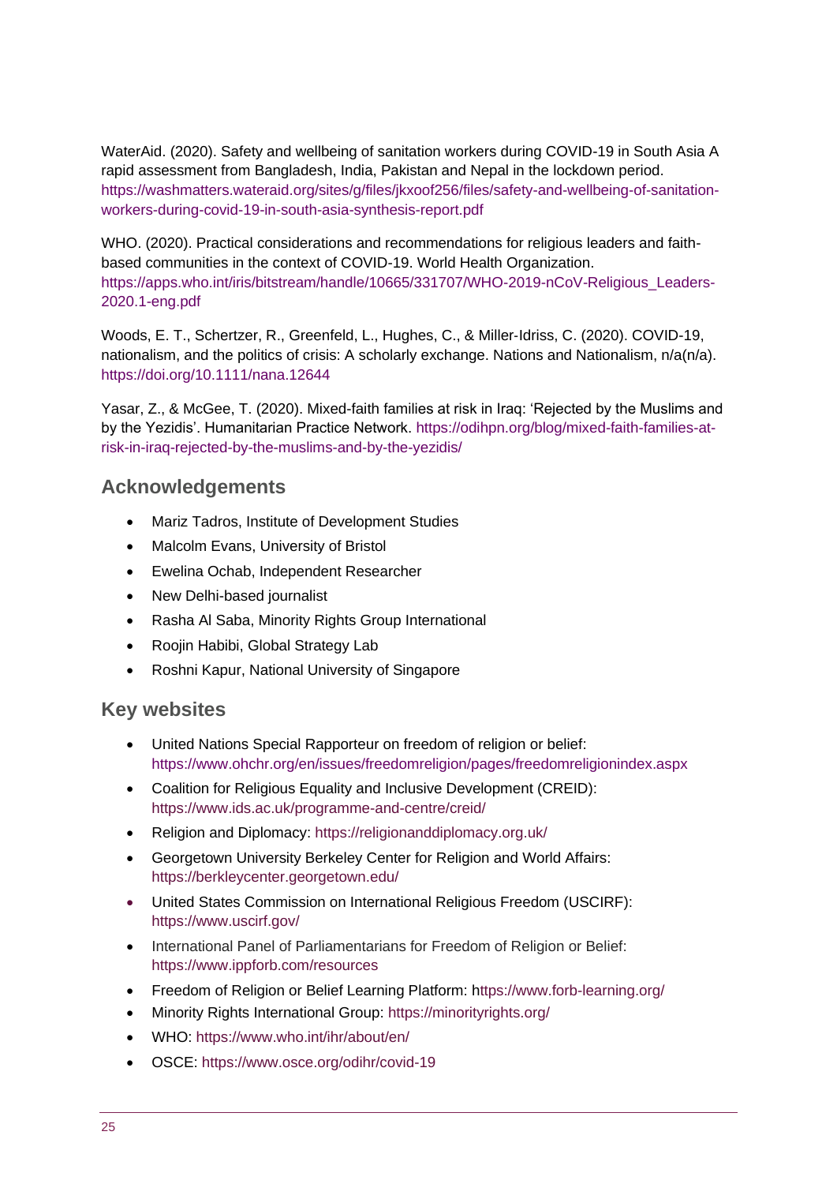WaterAid. (2020). Safety and wellbeing of sanitation workers during COVID-19 in South Asia A rapid assessment from Bangladesh, India, Pakistan and Nepal in the lockdown period. https://washmatters.wateraid.org/sites/g/files/jkxoof256/files/safety-and-wellbeing-of-sanitation-workers-during-covid-19-in-south-asia-synthesis-report.pdf

WHO. (2020). Practical considerations and recommendations for religious leaders and faith-based communities in the context of COVID-19. World Health Organization. https://apps.who.int/iris/bitstream/handle/10665/331707/WHO-2019-nCoV-Religious_Leaders-2020.1-eng.pdf

Woods, E. T., Schertzer, R., Greenfeld, L., Hughes, C., & Miller-Idriss, C. (2020). COVID-19, nationalism, and the politics of crisis: A scholarly exchange. Nations and Nationalism, n/a(n/a). https://doi.org/10.1111/nana.12644

Yasar, Z., & McGee, T. (2020). Mixed-faith families at risk in Iraq: 'Rejected by the Muslims and by the Yezidis'. Humanitarian Practice Network. https://odihpn.org/blog/mixed-faith-families-at-risk-in-iraq-rejected-by-the-muslims-and-by-the-yezidis/

## Acknowledgements

- Mariz Tadros, Institute of Development Studies
- Malcolm Evans, University of Bristol
- Ewelina Ochab, Independent Researcher
- New Delhi-based journalist
- Rasha Al Saba, Minority Rights Group International
- Roojin Habibi, Global Strategy Lab
- Roshni Kapur, National University of Singapore

## Key websites

- United Nations Special Rapporteur on freedom of religion or belief: https://www.ohchr.org/en/issues/freedomreligion/pages/freedomreligionindex.aspx
- Coalition for Religious Equality and Inclusive Development (CREID): https://www.ids.ac.uk/programme-and-centre/creid/
- Religion and Diplomacy: https://religionanddiplomacy.org.uk/
- Georgetown University Berkeley Center for Religion and World Affairs: https://berkleycenter.georgetown.edu/
- United States Commission on International Religious Freedom (USCIRF): https://www.uscirf.gov/
- International Panel of Parliamentarians for Freedom of Religion or Belief: https://www.ippforb.com/resources
- Freedom of Religion or Belief Learning Platform: https://www.forb-learning.org/
- Minority Rights International Group: https://minorityrights.org/
- WHO: https://www.who.int/ihr/about/en/
- OSCE: https://www.osce.org/odihr/covid-19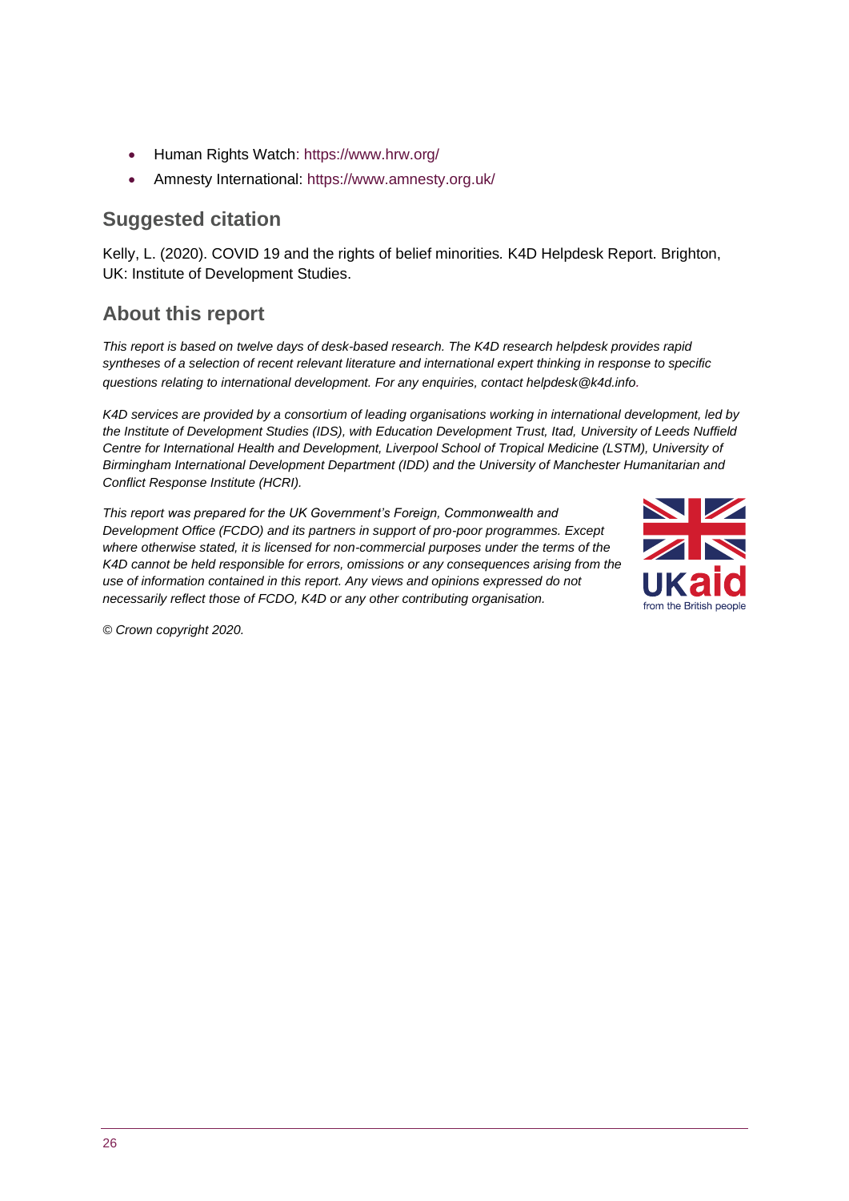- Human Rights Watch: https://www.hrw.org/
- Amnesty International: https://www.amnesty.org.uk/

## Suggested citation

Kelly, L. (2020). COVID 19 and the rights of belief minorities*.* K4D Helpdesk Report. Brighton, UK: Institute of Development Studies.

## About this report

*This report is based on twelve days of desk-based research. The K4D research helpdesk provides rapid syntheses of a selection of recent relevant literature and international expert thinking in response to specific questions relating to international development. For any enquiries, contact helpdesk@k4d.info.*

*K4D services are provided by a consortium of leading organisations working in international development, led by the Institute of Development Studies (IDS), with Education Development Trust, Itad, University of Leeds Nuffield Centre for International Health and Development, Liverpool School of Tropical Medicine (LSTM), University of Birmingham International Development Department (IDD) and the University of Manchester Humanitarian and Conflict Response Institute (HCRI).*

*This report was prepared for the UK Government's Foreign, Commonwealth and Development Office (FCDO) and its partners in support of pro-poor programmes. Except where otherwise stated, it is licensed for non-commercial purposes under the terms of the K4D cannot be held responsible for errors, omissions or any consequences arising from the use of information contained in this report. Any views and opinions expressed do not necessarily reflect those of FCDO, K4D or any other contributing organisation.*

UKaid
from the British people

*© Crown copyright 2020.*